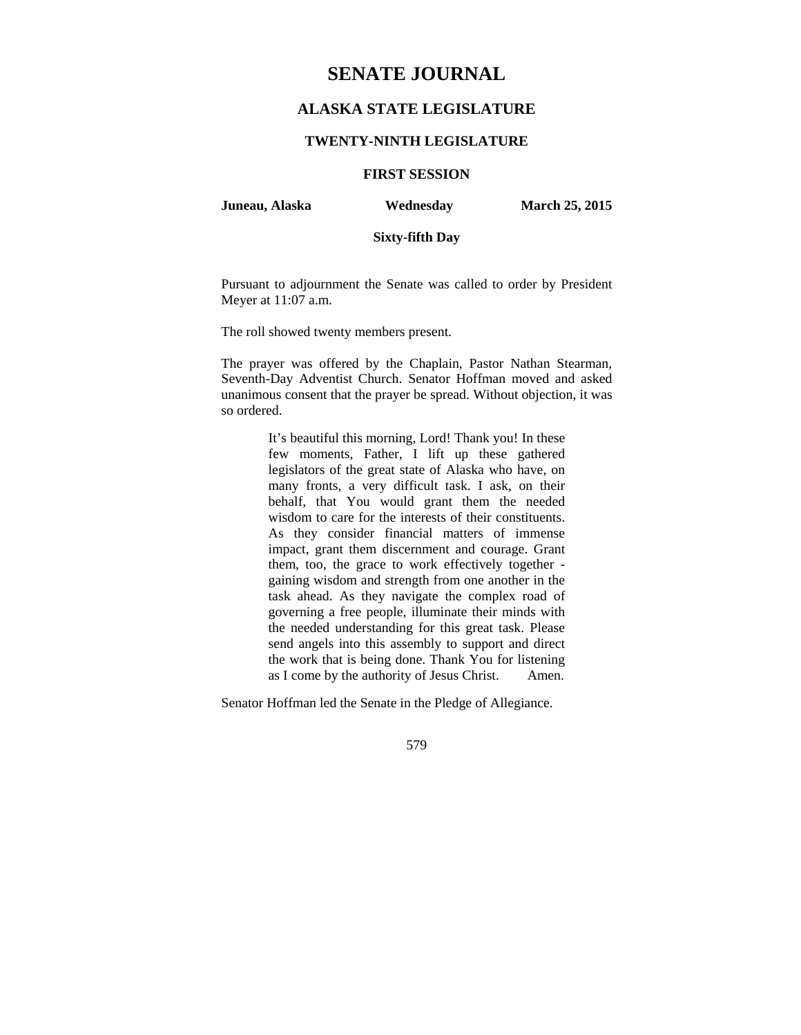# SENATE JOURNAL

## ALASKA STATE LEGISLATURE

### TWENTY-NINTH LEGISLATURE

### FIRST SESSION

**Juneau, Alaska** **Wednesday** **March 25, 2015**

**Sixty-fifth Day**

Pursuant to adjournment the Senate was called to order by President Meyer at 11:07 a.m.

The roll showed twenty members present.

The prayer was offered by the Chaplain, Pastor Nathan Stearman, Seventh-Day Adventist Church. Senator Hoffman moved and asked unanimous consent that the prayer be spread. Without objection, it was so ordered.

> It's beautiful this morning, Lord! Thank you! In these few moments, Father, I lift up these gathered legislators of the great state of Alaska who have, on many fronts, a very difficult task. I ask, on their behalf, that You would grant them the needed wisdom to care for the interests of their constituents. As they consider financial matters of immense impact, grant them discernment and courage. Grant them, too, the grace to work effectively together - gaining wisdom and strength from one another in the task ahead. As they navigate the complex road of governing a free people, illuminate their minds with the needed understanding for this great task. Please send angels into this assembly to support and direct the work that is being done. Thank You for listening as I come by the authority of Jesus Christ. Amen.

Senator Hoffman led the Senate in the Pledge of Allegiance.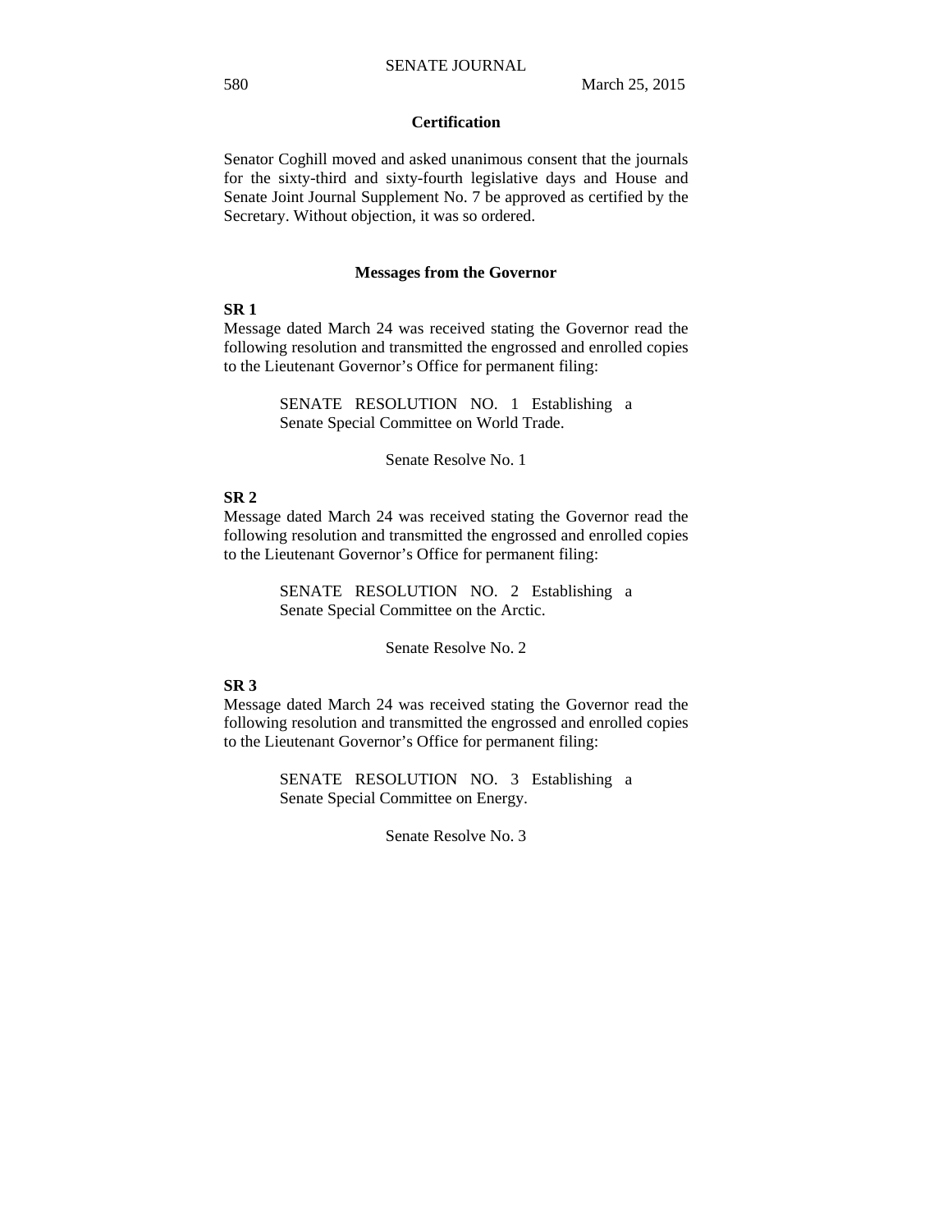## Certification

Senator Coghill moved and asked unanimous consent that the journals for the sixty-third and sixty-fourth legislative days and House and Senate Joint Journal Supplement No. 7 be approved as certified by the Secretary. Without objection, it was so ordered.

## Messages from the Governor

**SR 1**

Message dated March 24 was received stating the Governor read the following resolution and transmitted the engrossed and enrolled copies to the Lieutenant Governor's Office for permanent filing:

> SENATE RESOLUTION NO. 1 Establishing a Senate Special Committee on World Trade.

Senate Resolve No. 1

**SR 2**

Message dated March 24 was received stating the Governor read the following resolution and transmitted the engrossed and enrolled copies to the Lieutenant Governor's Office for permanent filing:

> SENATE RESOLUTION NO. 2 Establishing a Senate Special Committee on the Arctic.

Senate Resolve No. 2

**SR 3**

Message dated March 24 was received stating the Governor read the following resolution and transmitted the engrossed and enrolled copies to the Lieutenant Governor's Office for permanent filing:

> SENATE RESOLUTION NO. 3 Establishing a Senate Special Committee on Energy.

Senate Resolve No. 3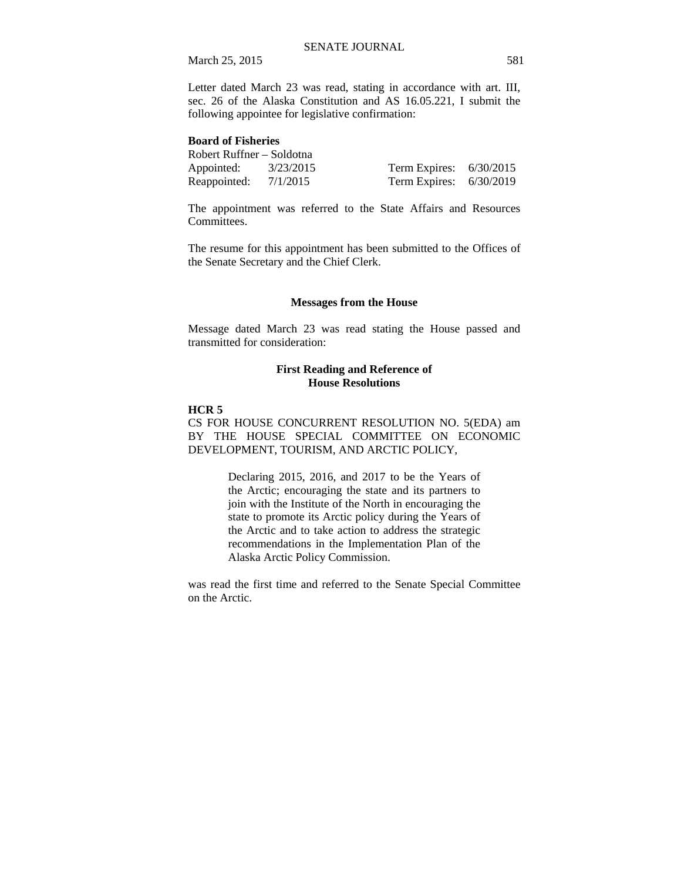Letter dated March 23 was read, stating in accordance with art. III, sec. 26 of the Alaska Constitution and AS 16.05.221, I submit the following appointee for legislative confirmation:

**Board of Fisheries**

Robert Ruffner – Soldotna

| | | | |
|---|---|---|---|
| Appointed: | 3/23/2015 | Term Expires: | 6/30/2015 |
| Reappointed: | 7/1/2015 | Term Expires: | 6/30/2019 |

The appointment was referred to the State Affairs and Resources Committees.

The resume for this appointment has been submitted to the Offices of the Senate Secretary and the Chief Clerk.

## Messages from the House

Message dated March 23 was read stating the House passed and transmitted for consideration:

### First Reading and Reference of House Resolutions

**HCR 5**

CS FOR HOUSE CONCURRENT RESOLUTION NO. 5(EDA) am BY THE HOUSE SPECIAL COMMITTEE ON ECONOMIC DEVELOPMENT, TOURISM, AND ARCTIC POLICY,

> Declaring 2015, 2016, and 2017 to be the Years of the Arctic; encouraging the state and its partners to join with the Institute of the North in encouraging the state to promote its Arctic policy during the Years of the Arctic and to take action to address the strategic recommendations in the Implementation Plan of the Alaska Arctic Policy Commission.

was read the first time and referred to the Senate Special Committee on the Arctic.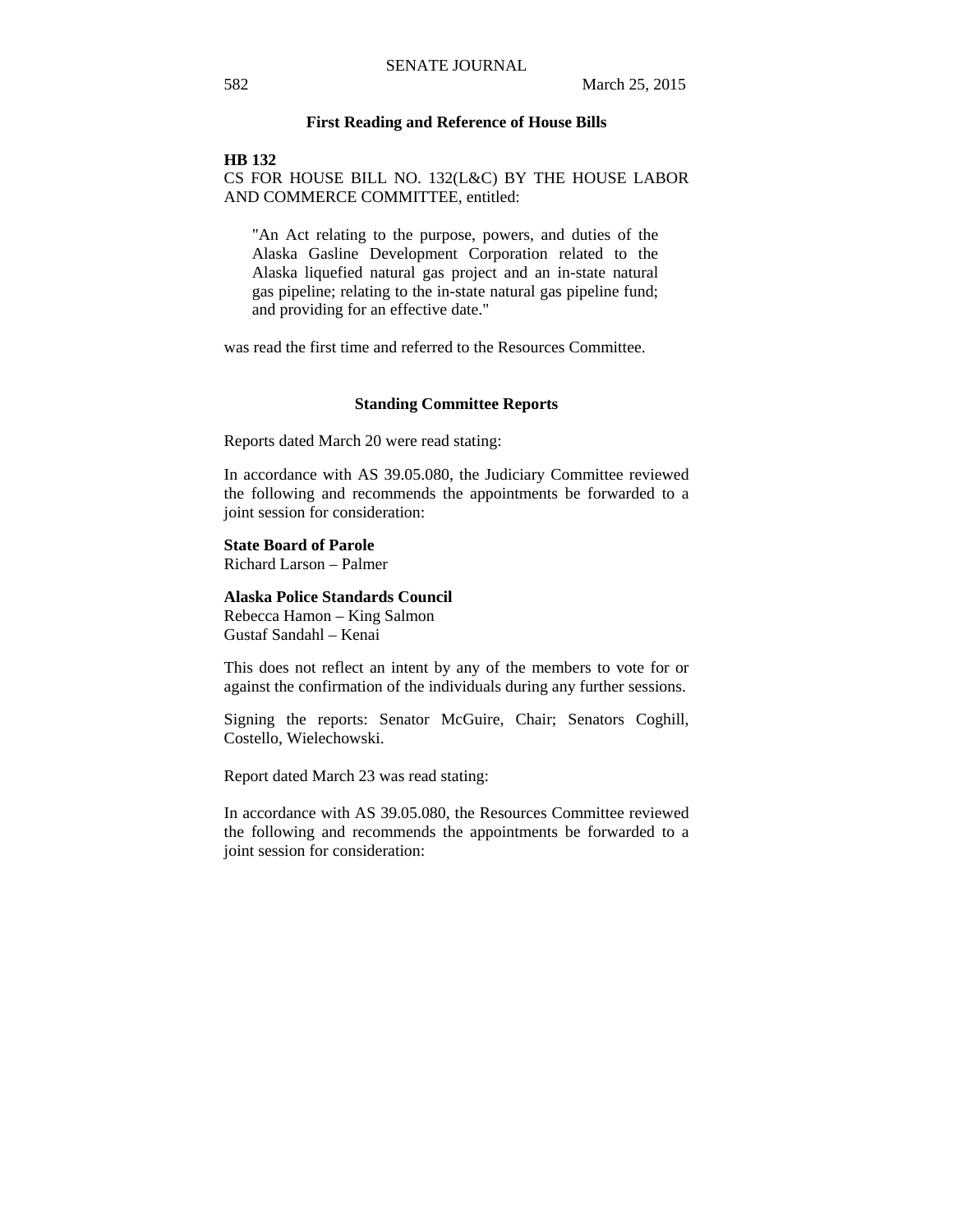## First Reading and Reference of House Bills

**HB 132**

CS FOR HOUSE BILL NO. 132(L&C) BY THE HOUSE LABOR AND COMMERCE COMMITTEE, entitled:

> "An Act relating to the purpose, powers, and duties of the Alaska Gasline Development Corporation related to the Alaska liquefied natural gas project and an in-state natural gas pipeline; relating to the in-state natural gas pipeline fund; and providing for an effective date."

was read the first time and referred to the Resources Committee.

## Standing Committee Reports

Reports dated March 20 were read stating:

In accordance with AS 39.05.080, the Judiciary Committee reviewed the following and recommends the appointments be forwarded to a joint session for consideration:

**State Board of Parole**
Richard Larson – Palmer

**Alaska Police Standards Council**
Rebecca Hamon – King Salmon
Gustaf Sandahl – Kenai

This does not reflect an intent by any of the members to vote for or against the confirmation of the individuals during any further sessions.

Signing the reports: Senator McGuire, Chair; Senators Coghill, Costello, Wielechowski.

Report dated March 23 was read stating:

In accordance with AS 39.05.080, the Resources Committee reviewed the following and recommends the appointments be forwarded to a joint session for consideration: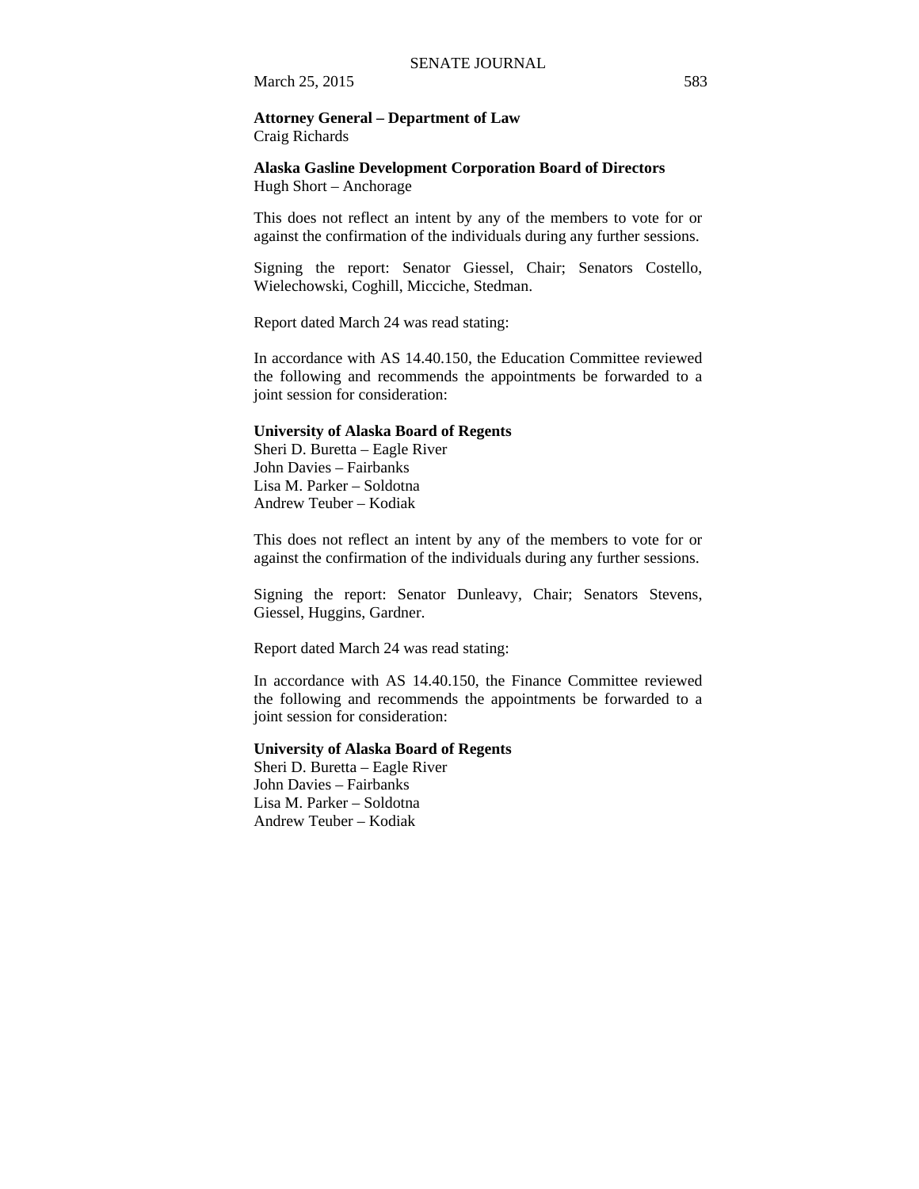**Attorney General – Department of Law**
Craig Richards

**Alaska Gasline Development Corporation Board of Directors**
Hugh Short – Anchorage

This does not reflect an intent by any of the members to vote for or against the confirmation of the individuals during any further sessions.

Signing the report: Senator Giessel, Chair; Senators Costello, Wielechowski, Coghill, Micciche, Stedman.

Report dated March 24 was read stating:

In accordance with AS 14.40.150, the Education Committee reviewed the following and recommends the appointments be forwarded to a joint session for consideration:

**University of Alaska Board of Regents**
Sheri D. Buretta – Eagle River
John Davies – Fairbanks
Lisa M. Parker – Soldotna
Andrew Teuber – Kodiak

This does not reflect an intent by any of the members to vote for or against the confirmation of the individuals during any further sessions.

Signing the report: Senator Dunleavy, Chair; Senators Stevens, Giessel, Huggins, Gardner.

Report dated March 24 was read stating:

In accordance with AS 14.40.150, the Finance Committee reviewed the following and recommends the appointments be forwarded to a joint session for consideration:

**University of Alaska Board of Regents**
Sheri D. Buretta – Eagle River
John Davies – Fairbanks
Lisa M. Parker – Soldotna
Andrew Teuber – Kodiak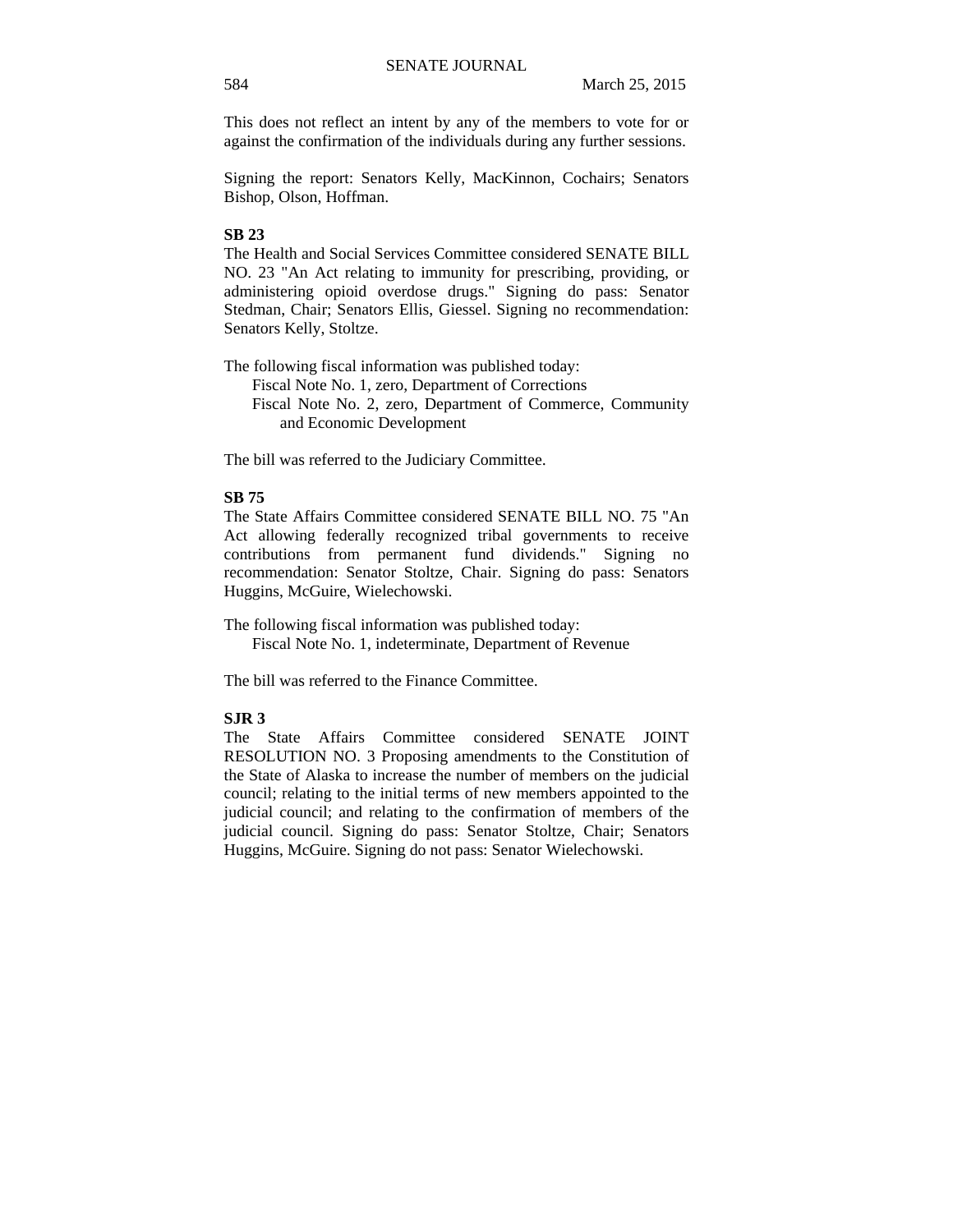This does not reflect an intent by any of the members to vote for or against the confirmation of the individuals during any further sessions.

Signing the report: Senators Kelly, MacKinnon, Cochairs; Senators Bishop, Olson, Hoffman.

**SB 23**

The Health and Social Services Committee considered SENATE BILL NO. 23 "An Act relating to immunity for prescribing, providing, or administering opioid overdose drugs." Signing do pass: Senator Stedman, Chair; Senators Ellis, Giessel. Signing no recommendation: Senators Kelly, Stoltze.

The following fiscal information was published today:

Fiscal Note No. 1, zero, Department of Corrections

Fiscal Note No. 2, zero, Department of Commerce, Community and Economic Development

The bill was referred to the Judiciary Committee.

**SB 75**

The State Affairs Committee considered SENATE BILL NO. 75 "An Act allowing federally recognized tribal governments to receive contributions from permanent fund dividends." Signing no recommendation: Senator Stoltze, Chair. Signing do pass: Senators Huggins, McGuire, Wielechowski.

The following fiscal information was published today:

Fiscal Note No. 1, indeterminate, Department of Revenue

The bill was referred to the Finance Committee.

**SJR 3**

The State Affairs Committee considered SENATE JOINT RESOLUTION NO. 3 Proposing amendments to the Constitution of the State of Alaska to increase the number of members on the judicial council; relating to the initial terms of new members appointed to the judicial council; and relating to the confirmation of members of the judicial council. Signing do pass: Senator Stoltze, Chair; Senators Huggins, McGuire. Signing do not pass: Senator Wielechowski.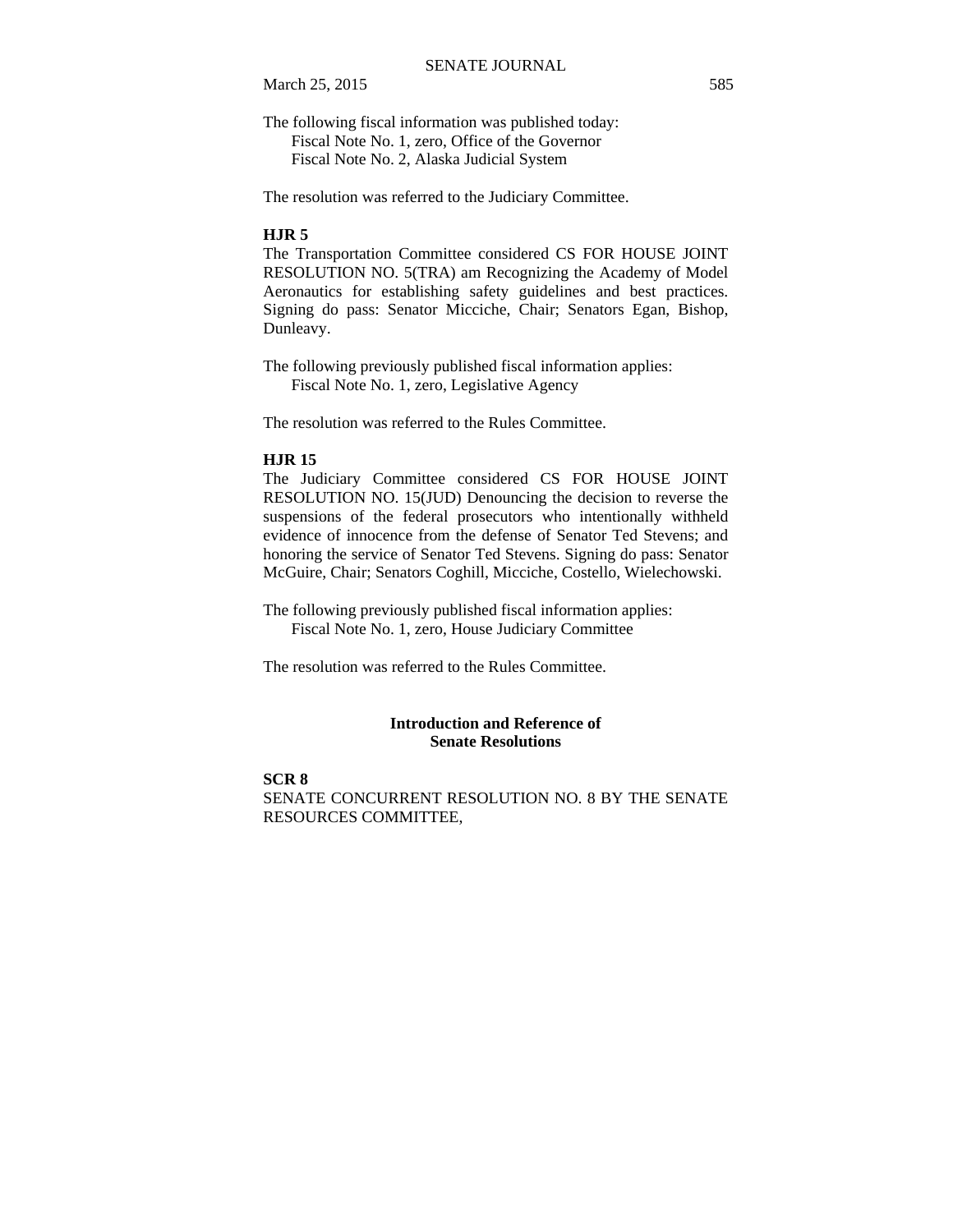The following fiscal information was published today:
Fiscal Note No. 1, zero, Office of the Governor
Fiscal Note No. 2, Alaska Judicial System

The resolution was referred to the Judiciary Committee.

**HJR 5**

The Transportation Committee considered CS FOR HOUSE JOINT RESOLUTION NO. 5(TRA) am Recognizing the Academy of Model Aeronautics for establishing safety guidelines and best practices. Signing do pass: Senator Micciche, Chair; Senators Egan, Bishop, Dunleavy.

The following previously published fiscal information applies:
Fiscal Note No. 1, zero, Legislative Agency

The resolution was referred to the Rules Committee.

**HJR 15**

The Judiciary Committee considered CS FOR HOUSE JOINT RESOLUTION NO. 15(JUD) Denouncing the decision to reverse the suspensions of the federal prosecutors who intentionally withheld evidence of innocence from the defense of Senator Ted Stevens; and honoring the service of Senator Ted Stevens. Signing do pass: Senator McGuire, Chair; Senators Coghill, Micciche, Costello, Wielechowski.

The following previously published fiscal information applies:
Fiscal Note No. 1, zero, House Judiciary Committee

The resolution was referred to the Rules Committee.

## Introduction and Reference of Senate Resolutions

**SCR 8**

SENATE CONCURRENT RESOLUTION NO. 8 BY THE SENATE RESOURCES COMMITTEE,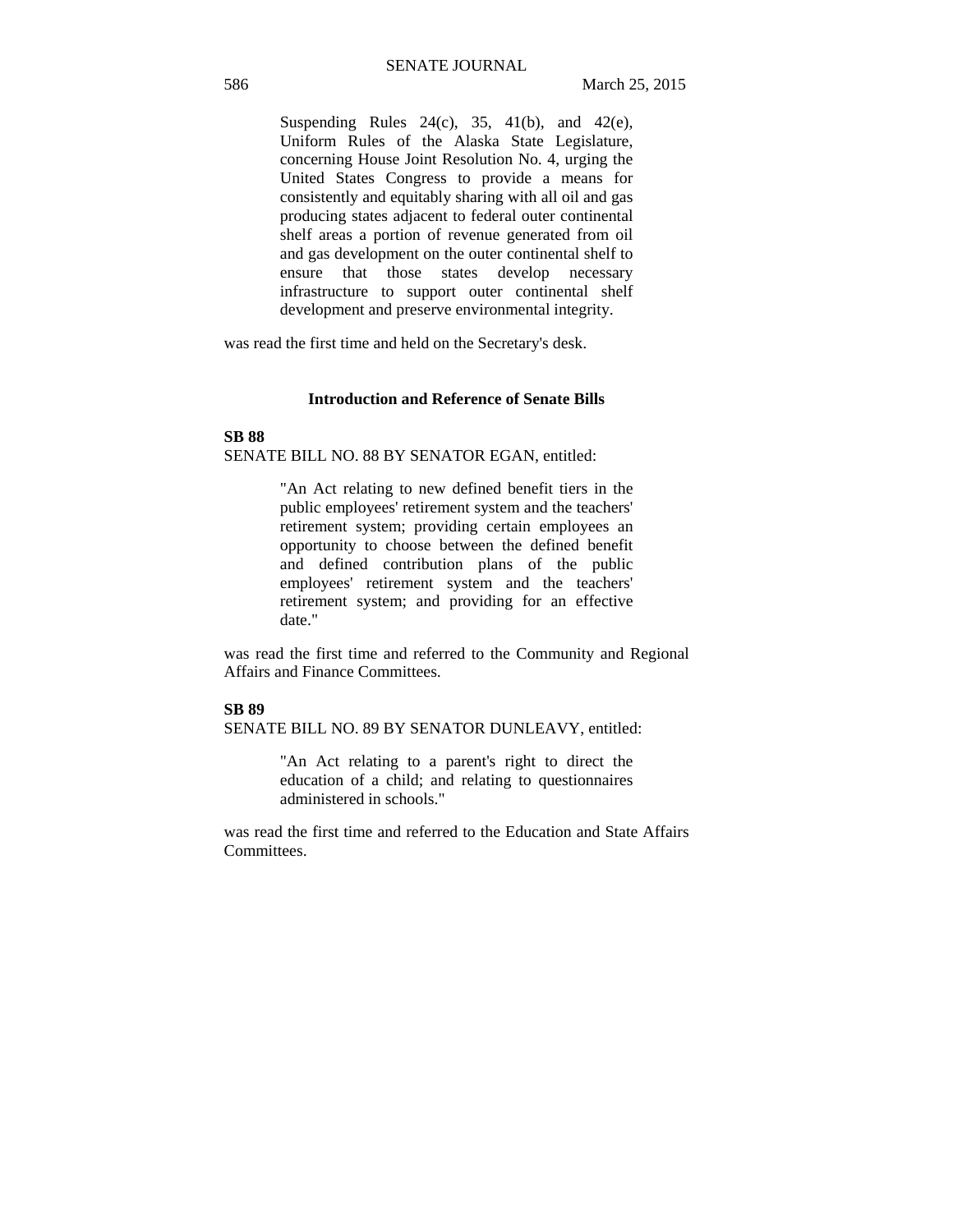> Suspending Rules 24(c), 35, 41(b), and 42(e), Uniform Rules of the Alaska State Legislature, concerning House Joint Resolution No. 4, urging the United States Congress to provide a means for consistently and equitably sharing with all oil and gas producing states adjacent to federal outer continental shelf areas a portion of revenue generated from oil and gas development on the outer continental shelf to ensure that those states develop necessary infrastructure to support outer continental shelf development and preserve environmental integrity.

was read the first time and held on the Secretary's desk.

### Introduction and Reference of Senate Bills

**SB 88**

SENATE BILL NO. 88 BY SENATOR EGAN, entitled:

> "An Act relating to new defined benefit tiers in the public employees' retirement system and the teachers' retirement system; providing certain employees an opportunity to choose between the defined benefit and defined contribution plans of the public employees' retirement system and the teachers' retirement system; and providing for an effective date."

was read the first time and referred to the Community and Regional Affairs and Finance Committees.

**SB 89**

SENATE BILL NO. 89 BY SENATOR DUNLEAVY, entitled:

> "An Act relating to a parent's right to direct the education of a child; and relating to questionnaires administered in schools."

was read the first time and referred to the Education and State Affairs Committees.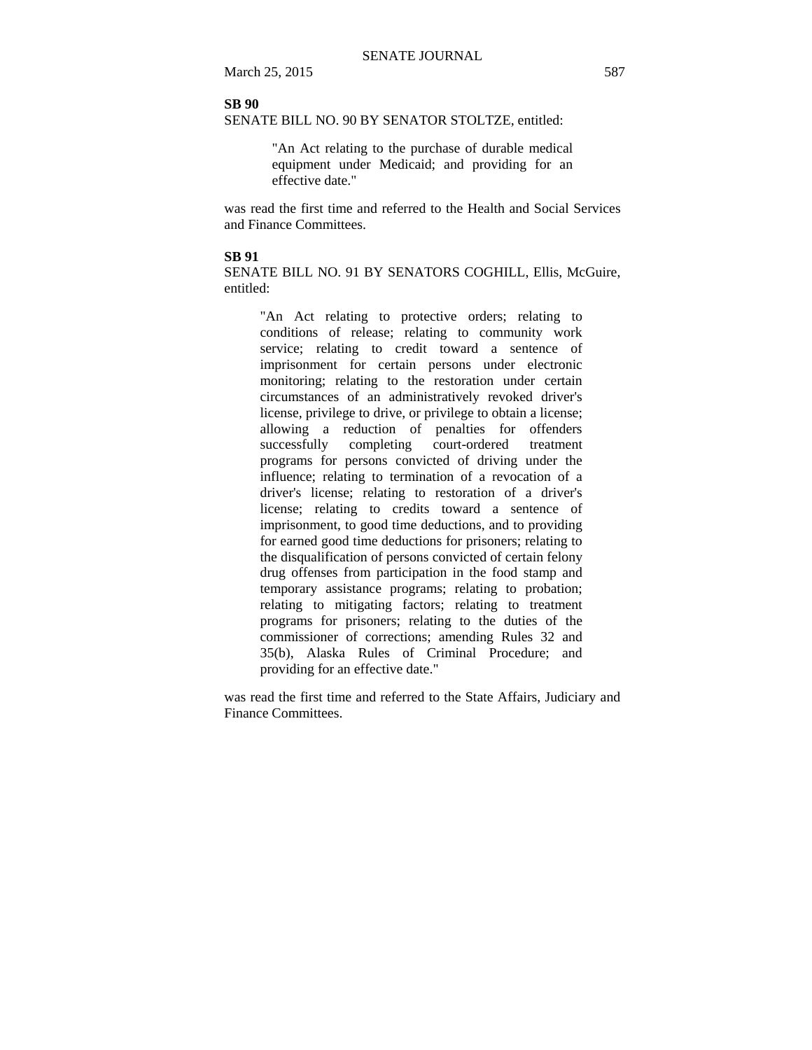**SB 90**

SENATE BILL NO. 90 BY SENATOR STOLTZE, entitled:

> "An Act relating to the purchase of durable medical equipment under Medicaid; and providing for an effective date."

was read the first time and referred to the Health and Social Services and Finance Committees.

**SB 91**

SENATE BILL NO. 91 BY SENATORS COGHILL, Ellis, McGuire, entitled:

> "An Act relating to protective orders; relating to conditions of release; relating to community work service; relating to credit toward a sentence of imprisonment for certain persons under electronic monitoring; relating to the restoration under certain circumstances of an administratively revoked driver's license, privilege to drive, or privilege to obtain a license; allowing a reduction of penalties for offenders successfully completing court-ordered treatment programs for persons convicted of driving under the influence; relating to termination of a revocation of a driver's license; relating to restoration of a driver's license; relating to credits toward a sentence of imprisonment, to good time deductions, and to providing for earned good time deductions for prisoners; relating to the disqualification of persons convicted of certain felony drug offenses from participation in the food stamp and temporary assistance programs; relating to probation; relating to mitigating factors; relating to treatment programs for prisoners; relating to the duties of the commissioner of corrections; amending Rules 32 and 35(b), Alaska Rules of Criminal Procedure; and providing for an effective date."

was read the first time and referred to the State Affairs, Judiciary and Finance Committees.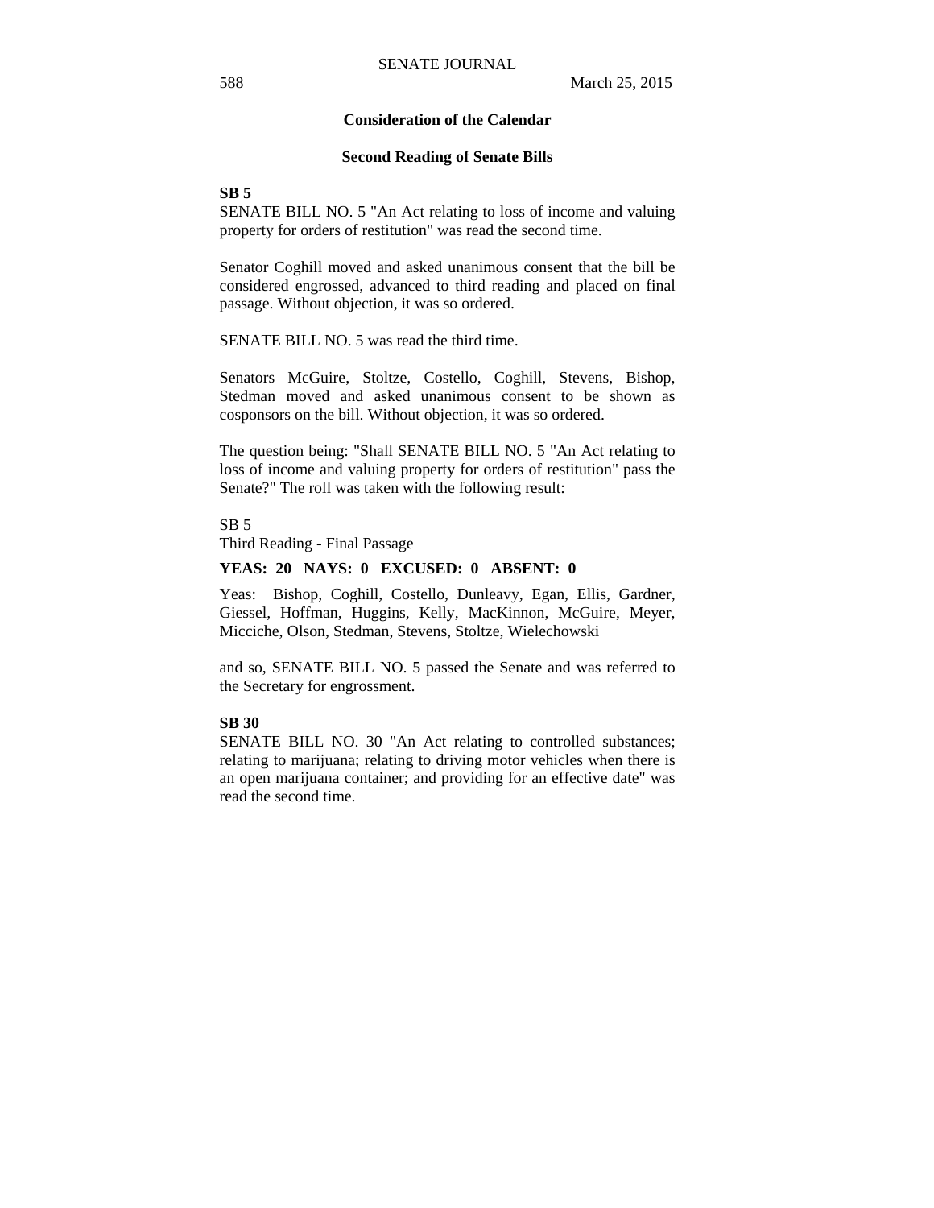## Consideration of the Calendar

### Second Reading of Senate Bills

**SB 5**
SENATE BILL NO. 5 "An Act relating to loss of income and valuing property for orders of restitution" was read the second time.

Senator Coghill moved and asked unanimous consent that the bill be considered engrossed, advanced to third reading and placed on final passage. Without objection, it was so ordered.

SENATE BILL NO. 5 was read the third time.

Senators McGuire, Stoltze, Costello, Coghill, Stevens, Bishop, Stedman moved and asked unanimous consent to be shown as cosponsors on the bill. Without objection, it was so ordered.

The question being: "Shall SENATE BILL NO. 5 "An Act relating to loss of income and valuing property for orders of restitution" pass the Senate?" The roll was taken with the following result:

SB 5
Third Reading - Final Passage

**YEAS: 20 NAYS: 0 EXCUSED: 0 ABSENT: 0**

Yeas: Bishop, Coghill, Costello, Dunleavy, Egan, Ellis, Gardner, Giessel, Hoffman, Huggins, Kelly, MacKinnon, McGuire, Meyer, Micciche, Olson, Stedman, Stevens, Stoltze, Wielechowski

and so, SENATE BILL NO. 5 passed the Senate and was referred to the Secretary for engrossment.

**SB 30**
SENATE BILL NO. 30 "An Act relating to controlled substances; relating to marijuana; relating to driving motor vehicles when there is an open marijuana container; and providing for an effective date" was read the second time.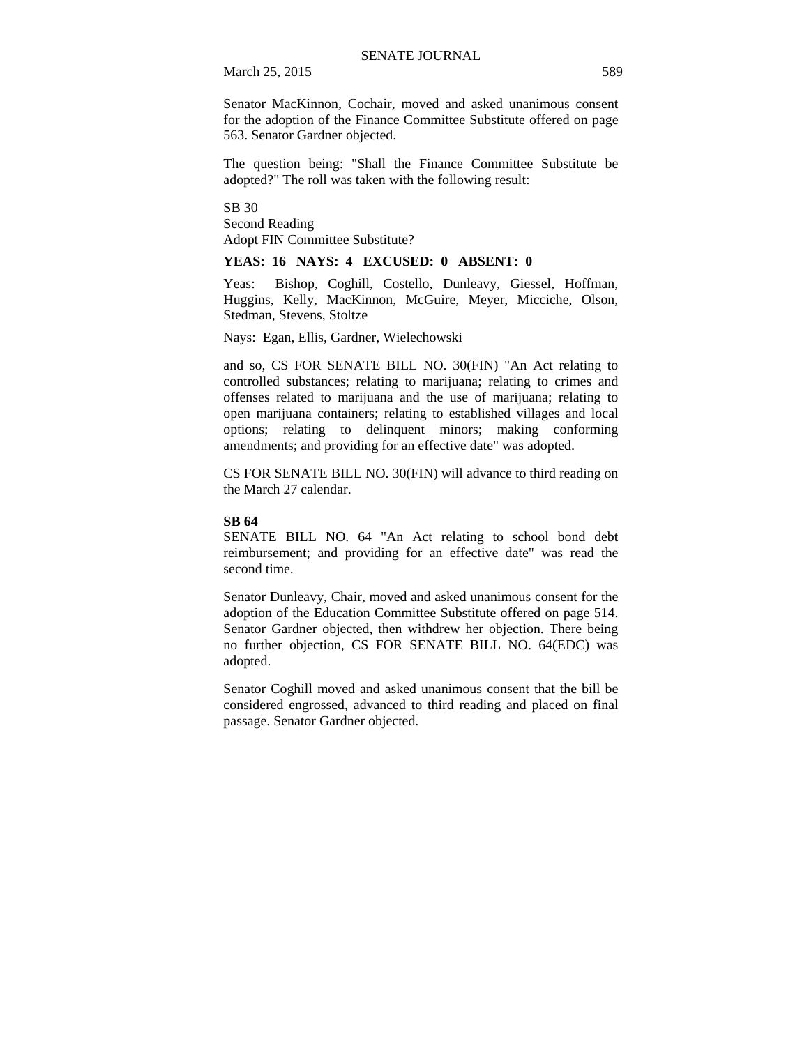Senator MacKinnon, Cochair, moved and asked unanimous consent for the adoption of the Finance Committee Substitute offered on page 563. Senator Gardner objected.

The question being: "Shall the Finance Committee Substitute be adopted?" The roll was taken with the following result:

SB 30
Second Reading
Adopt FIN Committee Substitute?

**YEAS: 16 NAYS: 4 EXCUSED: 0 ABSENT: 0**

Yeas: Bishop, Coghill, Costello, Dunleavy, Giessel, Hoffman, Huggins, Kelly, MacKinnon, McGuire, Meyer, Micciche, Olson, Stedman, Stevens, Stoltze

Nays: Egan, Ellis, Gardner, Wielechowski

and so, CS FOR SENATE BILL NO. 30(FIN) "An Act relating to controlled substances; relating to marijuana; relating to crimes and offenses related to marijuana and the use of marijuana; relating to open marijuana containers; relating to established villages and local options; relating to delinquent minors; making conforming amendments; and providing for an effective date" was adopted.

CS FOR SENATE BILL NO. 30(FIN) will advance to third reading on the March 27 calendar.

**SB 64**

SENATE BILL NO. 64 "An Act relating to school bond debt reimbursement; and providing for an effective date" was read the second time.

Senator Dunleavy, Chair, moved and asked unanimous consent for the adoption of the Education Committee Substitute offered on page 514. Senator Gardner objected, then withdrew her objection. There being no further objection, CS FOR SENATE BILL NO. 64(EDC) was adopted.

Senator Coghill moved and asked unanimous consent that the bill be considered engrossed, advanced to third reading and placed on final passage. Senator Gardner objected.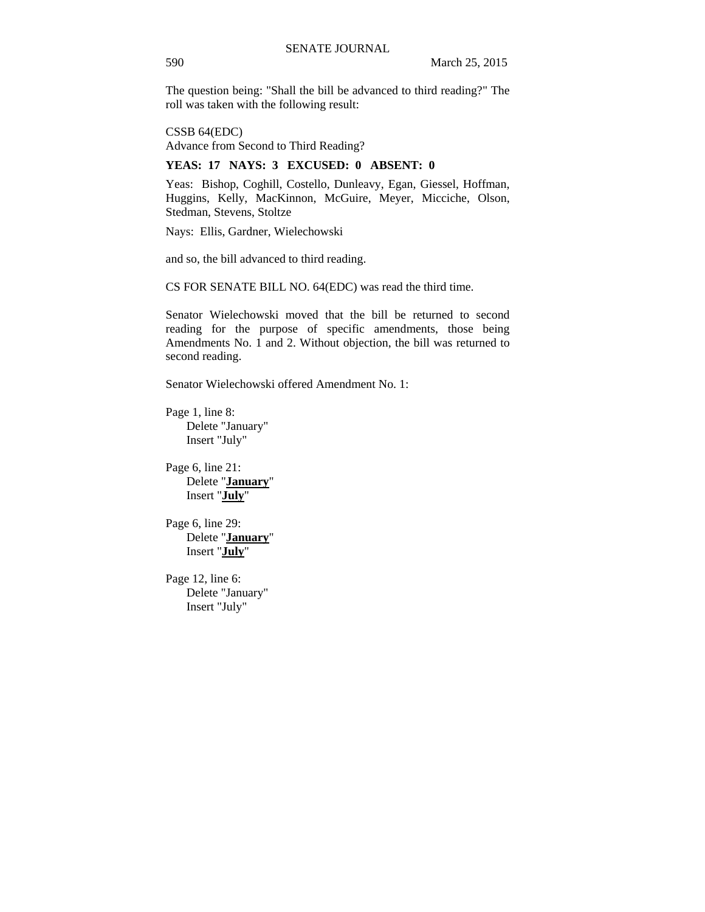The question being: "Shall the bill be advanced to third reading?" The roll was taken with the following result:

CSSB 64(EDC)
Advance from Second to Third Reading?

**YEAS: 17 NAYS: 3 EXCUSED: 0 ABSENT: 0**

Yeas: Bishop, Coghill, Costello, Dunleavy, Egan, Giessel, Hoffman, Huggins, Kelly, MacKinnon, McGuire, Meyer, Micciche, Olson, Stedman, Stevens, Stoltze

Nays: Ellis, Gardner, Wielechowski

and so, the bill advanced to third reading.

CS FOR SENATE BILL NO. 64(EDC) was read the third time.

Senator Wielechowski moved that the bill be returned to second reading for the purpose of specific amendments, those being Amendments No. 1 and 2. Without objection, the bill was returned to second reading.

Senator Wielechowski offered Amendment No. 1:

Page 1, line 8:
Delete "January"
Insert "July"

Page 6, line 21:
Delete "**January**"
Insert "**July**"

Page 6, line 29:
Delete "**January**"
Insert "**July**"

Page 12, line 6:
Delete "January"
Insert "July"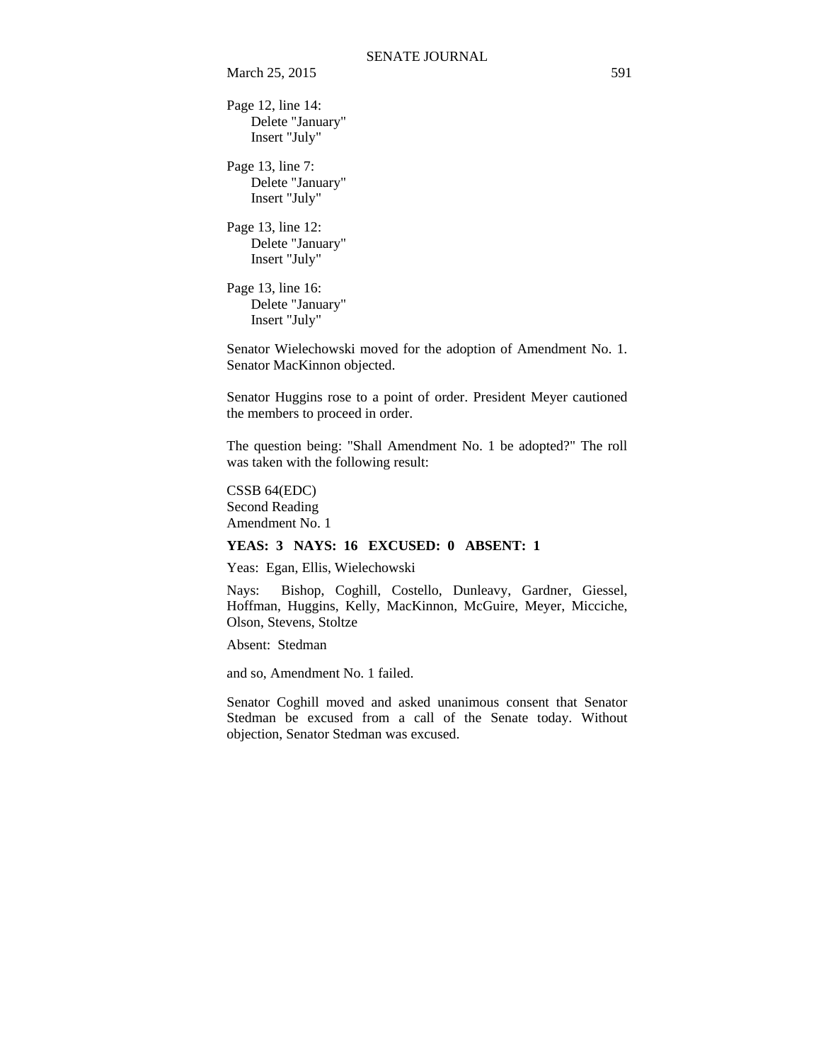Page 12, line 14:
  Delete "January"
  Insert "July"

Page 13, line 7:
  Delete "January"
  Insert "July"

Page 13, line 12:
  Delete "January"
  Insert "July"

Page 13, line 16:
  Delete "January"
  Insert "July"

Senator Wielechowski moved for the adoption of Amendment No. 1. Senator MacKinnon objected.

Senator Huggins rose to a point of order. President Meyer cautioned the members to proceed in order.

The question being: "Shall Amendment No. 1 be adopted?" The roll was taken with the following result:

CSSB 64(EDC)
Second Reading
Amendment No. 1

**YEAS: 3 NAYS: 16 EXCUSED: 0 ABSENT: 1**

Yeas: Egan, Ellis, Wielechowski

Nays: Bishop, Coghill, Costello, Dunleavy, Gardner, Giessel, Hoffman, Huggins, Kelly, MacKinnon, McGuire, Meyer, Micciche, Olson, Stevens, Stoltze

Absent: Stedman

and so, Amendment No. 1 failed.

Senator Coghill moved and asked unanimous consent that Senator Stedman be excused from a call of the Senate today. Without objection, Senator Stedman was excused.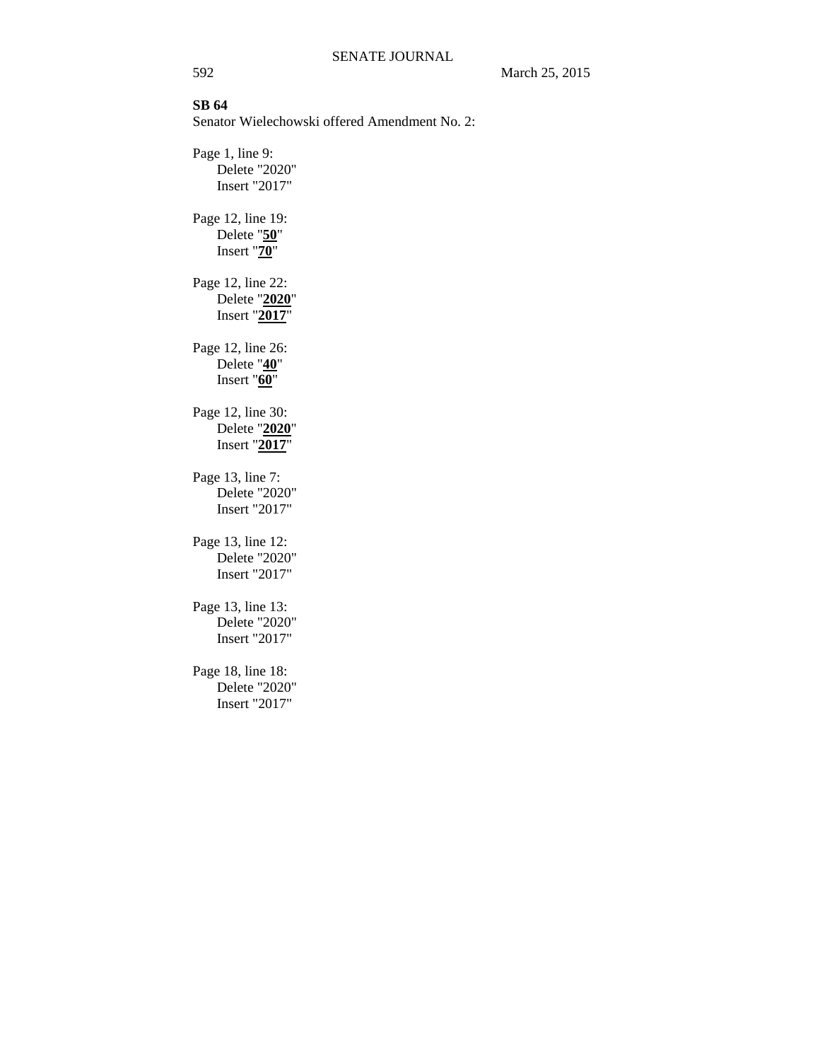**SB 64**

Senator Wielechowski offered Amendment No. 2:

Page 1, line 9:
    Delete "2020"
    Insert "2017"

Page 12, line 19:
    Delete "**<u>50</u>**"
    Insert "**<u>70</u>**"

Page 12, line 22:
    Delete "**<u>2020</u>**"
    Insert "**<u>2017</u>**"

Page 12, line 26:
    Delete "**<u>40</u>**"
    Insert "**<u>60</u>**"

Page 12, line 30:
    Delete "**<u>2020</u>**"
    Insert "**<u>2017</u>**"

Page 13, line 7:
    Delete "2020"
    Insert "2017"

Page 13, line 12:
    Delete "2020"
    Insert "2017"

Page 13, line 13:
    Delete "2020"
    Insert "2017"

Page 18, line 18:
    Delete "2020"
    Insert "2017"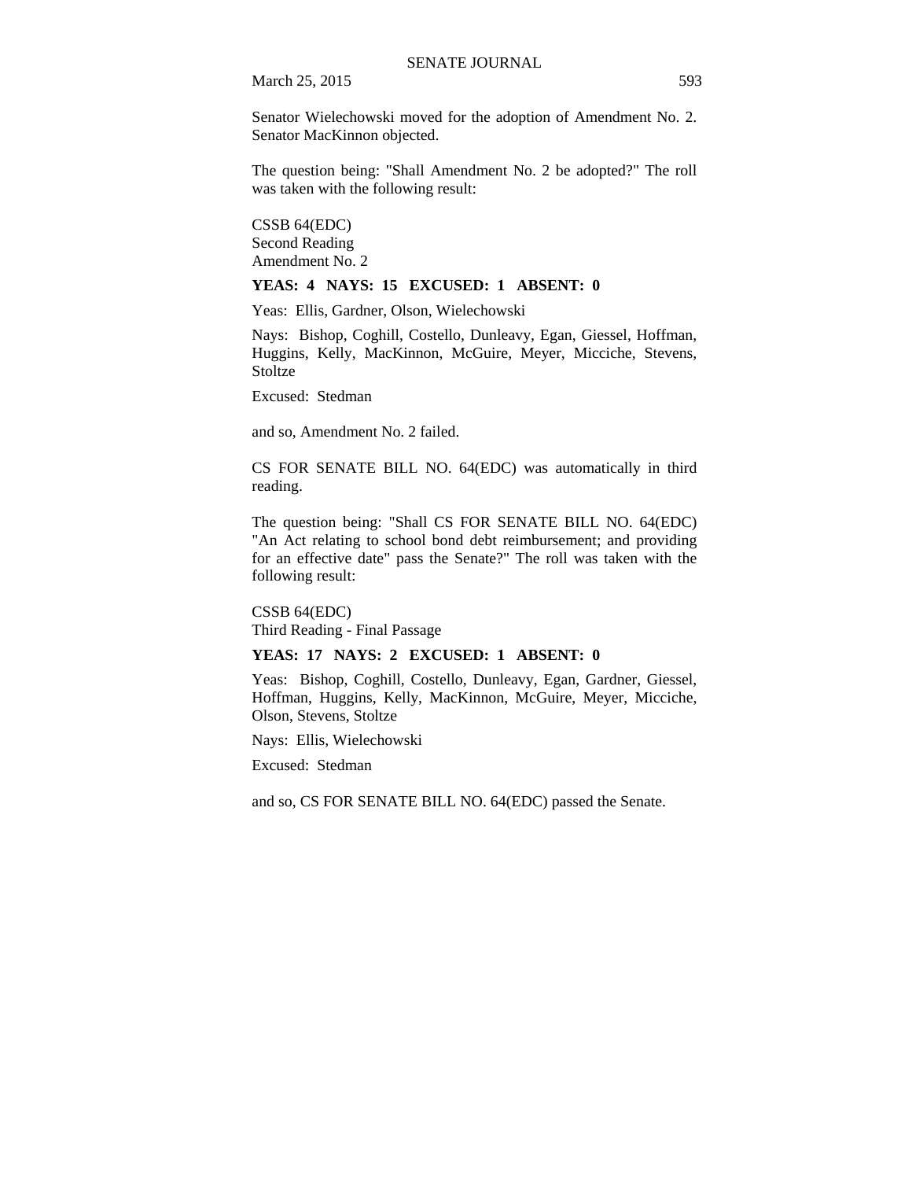Senator Wielechowski moved for the adoption of Amendment No. 2. Senator MacKinnon objected.

The question being: "Shall Amendment No. 2 be adopted?" The roll was taken with the following result:

CSSB 64(EDC)
Second Reading
Amendment No. 2

**YEAS: 4 NAYS: 15 EXCUSED: 1 ABSENT: 0**

Yeas: Ellis, Gardner, Olson, Wielechowski

Nays: Bishop, Coghill, Costello, Dunleavy, Egan, Giessel, Hoffman, Huggins, Kelly, MacKinnon, McGuire, Meyer, Micciche, Stevens, Stoltze

Excused: Stedman

and so, Amendment No. 2 failed.

CS FOR SENATE BILL NO. 64(EDC) was automatically in third reading.

The question being: "Shall CS FOR SENATE BILL NO. 64(EDC) "An Act relating to school bond debt reimbursement; and providing for an effective date" pass the Senate?" The roll was taken with the following result:

CSSB 64(EDC)
Third Reading - Final Passage

**YEAS: 17 NAYS: 2 EXCUSED: 1 ABSENT: 0**

Yeas: Bishop, Coghill, Costello, Dunleavy, Egan, Gardner, Giessel, Hoffman, Huggins, Kelly, MacKinnon, McGuire, Meyer, Micciche, Olson, Stevens, Stoltze

Nays: Ellis, Wielechowski

Excused: Stedman

and so, CS FOR SENATE BILL NO. 64(EDC) passed the Senate.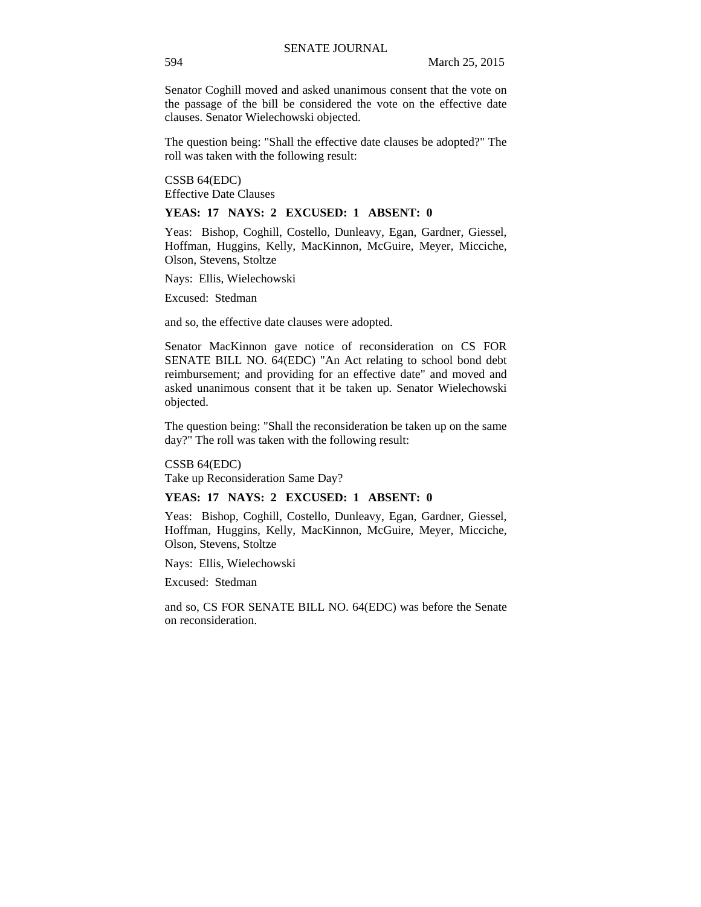Senator Coghill moved and asked unanimous consent that the vote on the passage of the bill be considered the vote on the effective date clauses. Senator Wielechowski objected.

The question being: "Shall the effective date clauses be adopted?" The roll was taken with the following result:

CSSB 64(EDC)
Effective Date Clauses

**YEAS: 17 NAYS: 2 EXCUSED: 1 ABSENT: 0**

Yeas: Bishop, Coghill, Costello, Dunleavy, Egan, Gardner, Giessel, Hoffman, Huggins, Kelly, MacKinnon, McGuire, Meyer, Micciche, Olson, Stevens, Stoltze

Nays: Ellis, Wielechowski

Excused: Stedman

and so, the effective date clauses were adopted.

Senator MacKinnon gave notice of reconsideration on CS FOR SENATE BILL NO. 64(EDC) "An Act relating to school bond debt reimbursement; and providing for an effective date" and moved and asked unanimous consent that it be taken up. Senator Wielechowski objected.

The question being: "Shall the reconsideration be taken up on the same day?" The roll was taken with the following result:

CSSB 64(EDC)
Take up Reconsideration Same Day?

**YEAS: 17 NAYS: 2 EXCUSED: 1 ABSENT: 0**

Yeas: Bishop, Coghill, Costello, Dunleavy, Egan, Gardner, Giessel, Hoffman, Huggins, Kelly, MacKinnon, McGuire, Meyer, Micciche, Olson, Stevens, Stoltze

Nays: Ellis, Wielechowski

Excused: Stedman

and so, CS FOR SENATE BILL NO. 64(EDC) was before the Senate on reconsideration.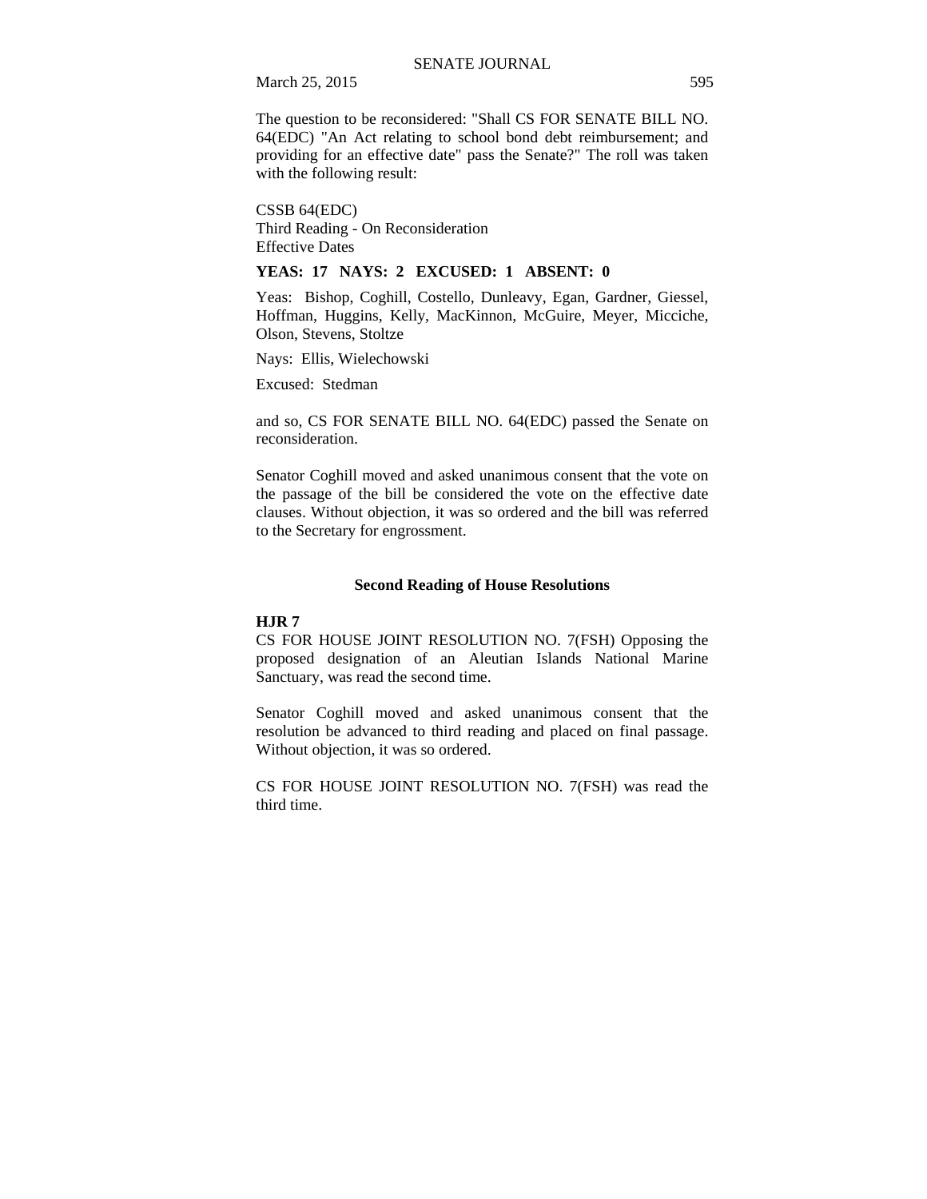The question to be reconsidered: "Shall CS FOR SENATE BILL NO. 64(EDC) "An Act relating to school bond debt reimbursement; and providing for an effective date" pass the Senate?" The roll was taken with the following result:

CSSB 64(EDC)
Third Reading - On Reconsideration
Effective Dates

**YEAS: 17 NAYS: 2 EXCUSED: 1 ABSENT: 0**

Yeas: Bishop, Coghill, Costello, Dunleavy, Egan, Gardner, Giessel, Hoffman, Huggins, Kelly, MacKinnon, McGuire, Meyer, Micciche, Olson, Stevens, Stoltze

Nays: Ellis, Wielechowski

Excused: Stedman

and so, CS FOR SENATE BILL NO. 64(EDC) passed the Senate on reconsideration.

Senator Coghill moved and asked unanimous consent that the vote on the passage of the bill be considered the vote on the effective date clauses. Without objection, it was so ordered and the bill was referred to the Secretary for engrossment.

## Second Reading of House Resolutions

**HJR 7**
CS FOR HOUSE JOINT RESOLUTION NO. 7(FSH) Opposing the proposed designation of an Aleutian Islands National Marine Sanctuary, was read the second time.

Senator Coghill moved and asked unanimous consent that the resolution be advanced to third reading and placed on final passage. Without objection, it was so ordered.

CS FOR HOUSE JOINT RESOLUTION NO. 7(FSH) was read the third time.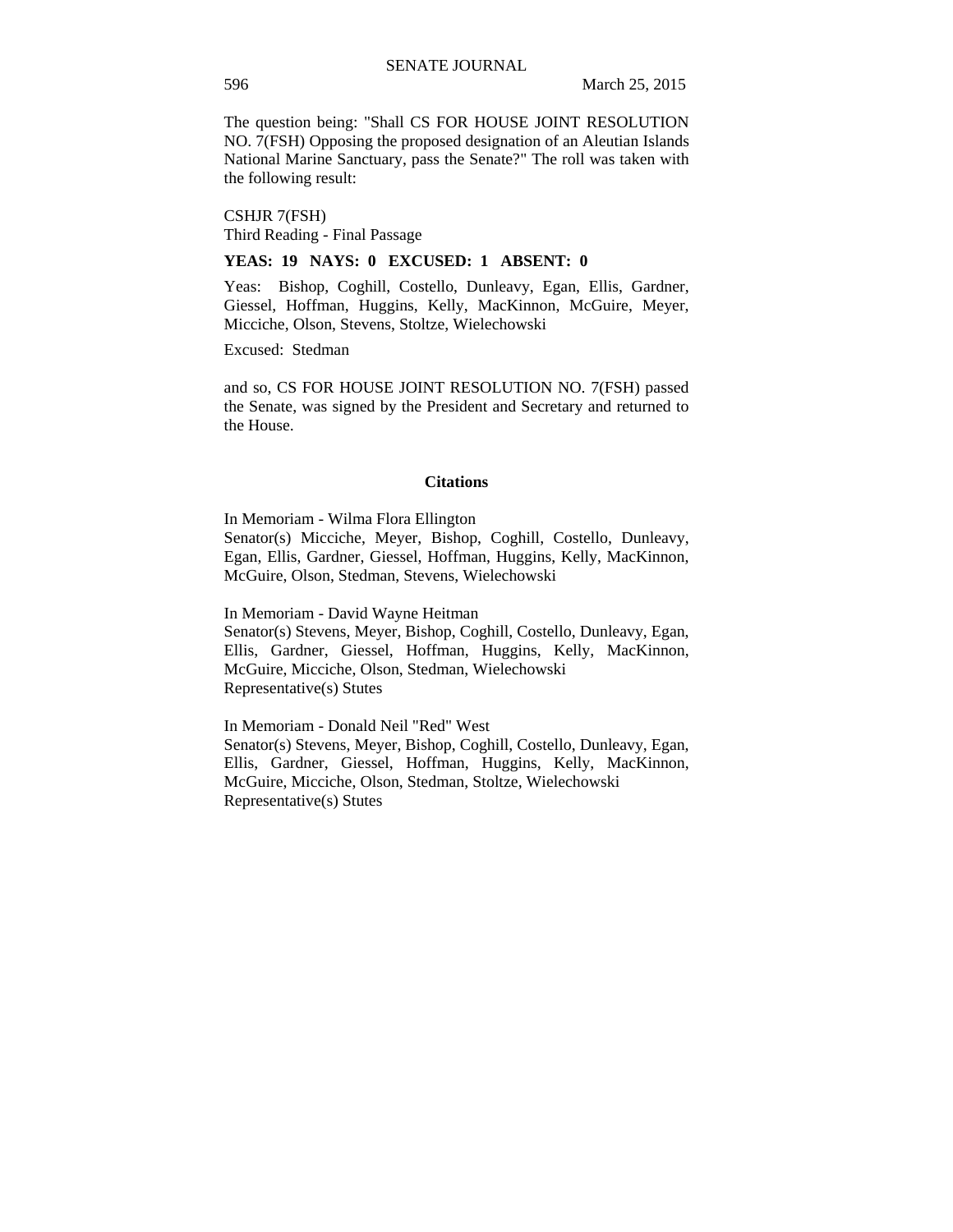The question being: "Shall CS FOR HOUSE JOINT RESOLUTION NO. 7(FSH) Opposing the proposed designation of an Aleutian Islands National Marine Sanctuary, pass the Senate?" The roll was taken with the following result:

CSHJR 7(FSH)
Third Reading - Final Passage

**YEAS: 19 NAYS: 0 EXCUSED: 1 ABSENT: 0**

Yeas: Bishop, Coghill, Costello, Dunleavy, Egan, Ellis, Gardner, Giessel, Hoffman, Huggins, Kelly, MacKinnon, McGuire, Meyer, Micciche, Olson, Stevens, Stoltze, Wielechowski

Excused: Stedman

and so, CS FOR HOUSE JOINT RESOLUTION NO. 7(FSH) passed the Senate, was signed by the President and Secretary and returned to the House.

## Citations

In Memoriam - Wilma Flora Ellington
Senator(s) Micciche, Meyer, Bishop, Coghill, Costello, Dunleavy, Egan, Ellis, Gardner, Giessel, Hoffman, Huggins, Kelly, MacKinnon, McGuire, Olson, Stedman, Stevens, Wielechowski

In Memoriam - David Wayne Heitman
Senator(s) Stevens, Meyer, Bishop, Coghill, Costello, Dunleavy, Egan, Ellis, Gardner, Giessel, Hoffman, Huggins, Kelly, MacKinnon, McGuire, Micciche, Olson, Stedman, Wielechowski
Representative(s) Stutes

In Memoriam - Donald Neil "Red" West
Senator(s) Stevens, Meyer, Bishop, Coghill, Costello, Dunleavy, Egan, Ellis, Gardner, Giessel, Hoffman, Huggins, Kelly, MacKinnon, McGuire, Micciche, Olson, Stedman, Stoltze, Wielechowski
Representative(s) Stutes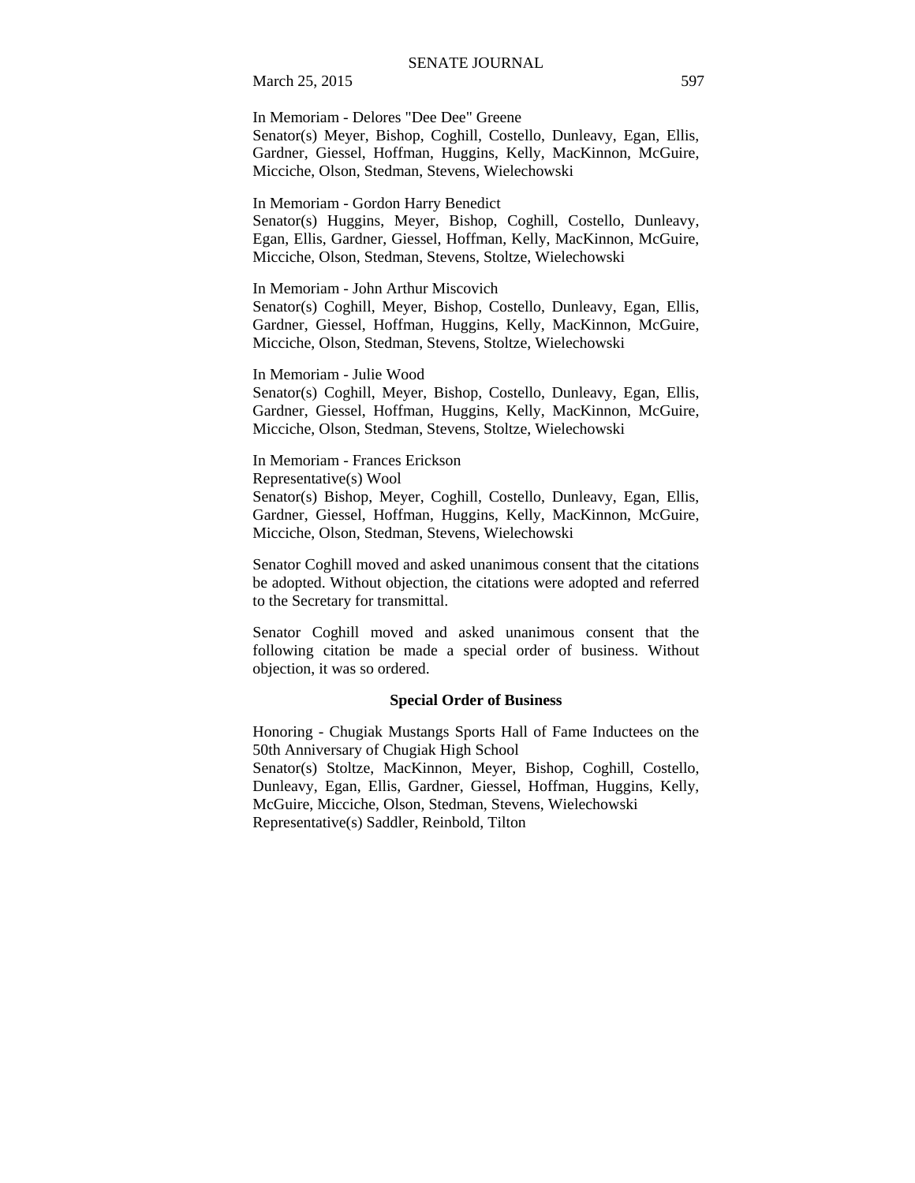In Memoriam - Delores "Dee Dee" Greene
Senator(s) Meyer, Bishop, Coghill, Costello, Dunleavy, Egan, Ellis, Gardner, Giessel, Hoffman, Huggins, Kelly, MacKinnon, McGuire, Micciche, Olson, Stedman, Stevens, Wielechowski

In Memoriam - Gordon Harry Benedict
Senator(s) Huggins, Meyer, Bishop, Coghill, Costello, Dunleavy, Egan, Ellis, Gardner, Giessel, Hoffman, Kelly, MacKinnon, McGuire, Micciche, Olson, Stedman, Stevens, Stoltze, Wielechowski

In Memoriam - John Arthur Miscovich
Senator(s) Coghill, Meyer, Bishop, Costello, Dunleavy, Egan, Ellis, Gardner, Giessel, Hoffman, Huggins, Kelly, MacKinnon, McGuire, Micciche, Olson, Stedman, Stevens, Stoltze, Wielechowski

In Memoriam - Julie Wood
Senator(s) Coghill, Meyer, Bishop, Costello, Dunleavy, Egan, Ellis, Gardner, Giessel, Hoffman, Huggins, Kelly, MacKinnon, McGuire, Micciche, Olson, Stedman, Stevens, Stoltze, Wielechowski

In Memoriam - Frances Erickson
Representative(s) Wool
Senator(s) Bishop, Meyer, Coghill, Costello, Dunleavy, Egan, Ellis, Gardner, Giessel, Hoffman, Huggins, Kelly, MacKinnon, McGuire, Micciche, Olson, Stedman, Stevens, Wielechowski

Senator Coghill moved and asked unanimous consent that the citations be adopted. Without objection, the citations were adopted and referred to the Secretary for transmittal.

Senator Coghill moved and asked unanimous consent that the following citation be made a special order of business. Without objection, it was so ordered.

**Special Order of Business**

Honoring - Chugiak Mustangs Sports Hall of Fame Inductees on the 50th Anniversary of Chugiak High School
Senator(s) Stoltze, MacKinnon, Meyer, Bishop, Coghill, Costello, Dunleavy, Egan, Ellis, Gardner, Giessel, Hoffman, Huggins, Kelly, McGuire, Micciche, Olson, Stedman, Stevens, Wielechowski
Representative(s) Saddler, Reinbold, Tilton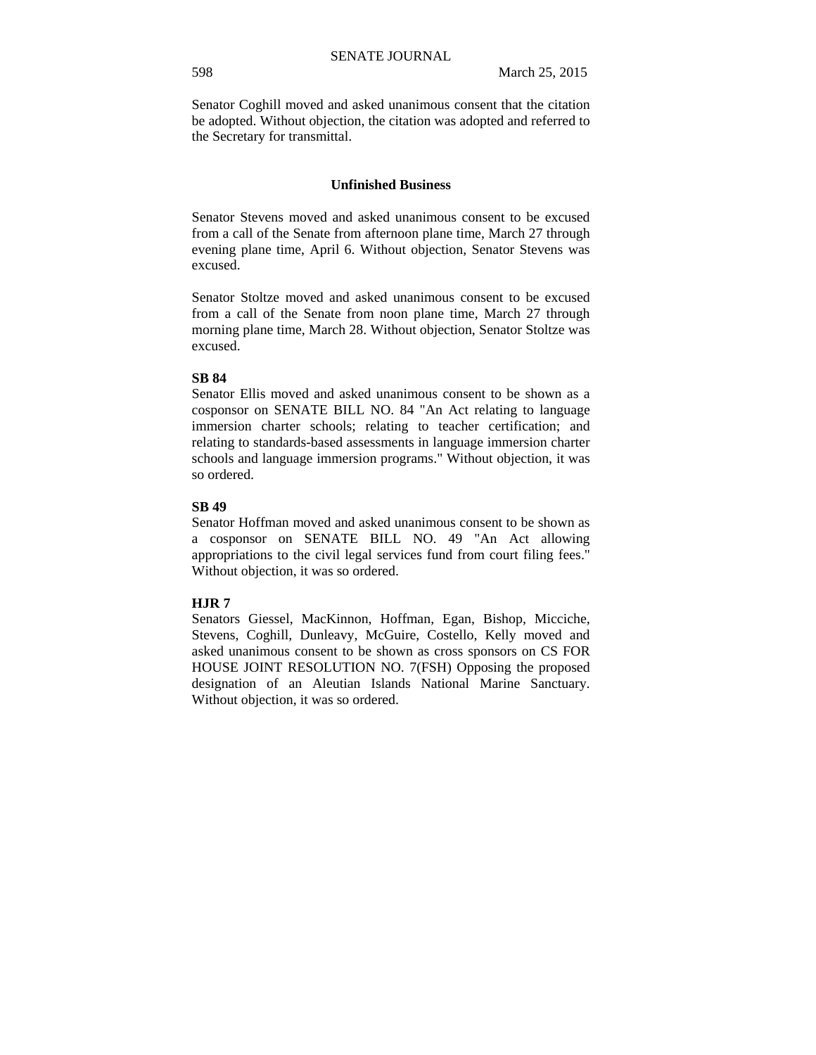Senator Coghill moved and asked unanimous consent that the citation be adopted. Without objection, the citation was adopted and referred to the Secretary for transmittal.

## Unfinished Business

Senator Stevens moved and asked unanimous consent to be excused from a call of the Senate from afternoon plane time, March 27 through evening plane time, April 6. Without objection, Senator Stevens was excused.

Senator Stoltze moved and asked unanimous consent to be excused from a call of the Senate from noon plane time, March 27 through morning plane time, March 28. Without objection, Senator Stoltze was excused.

**SB 84**

Senator Ellis moved and asked unanimous consent to be shown as a cosponsor on SENATE BILL NO. 84 "An Act relating to language immersion charter schools; relating to teacher certification; and relating to standards-based assessments in language immersion charter schools and language immersion programs." Without objection, it was so ordered.

**SB 49**

Senator Hoffman moved and asked unanimous consent to be shown as a cosponsor on SENATE BILL NO. 49 "An Act allowing appropriations to the civil legal services fund from court filing fees." Without objection, it was so ordered.

**HJR 7**

Senators Giessel, MacKinnon, Hoffman, Egan, Bishop, Micciche, Stevens, Coghill, Dunleavy, McGuire, Costello, Kelly moved and asked unanimous consent to be shown as cross sponsors on CS FOR HOUSE JOINT RESOLUTION NO. 7(FSH) Opposing the proposed designation of an Aleutian Islands National Marine Sanctuary. Without objection, it was so ordered.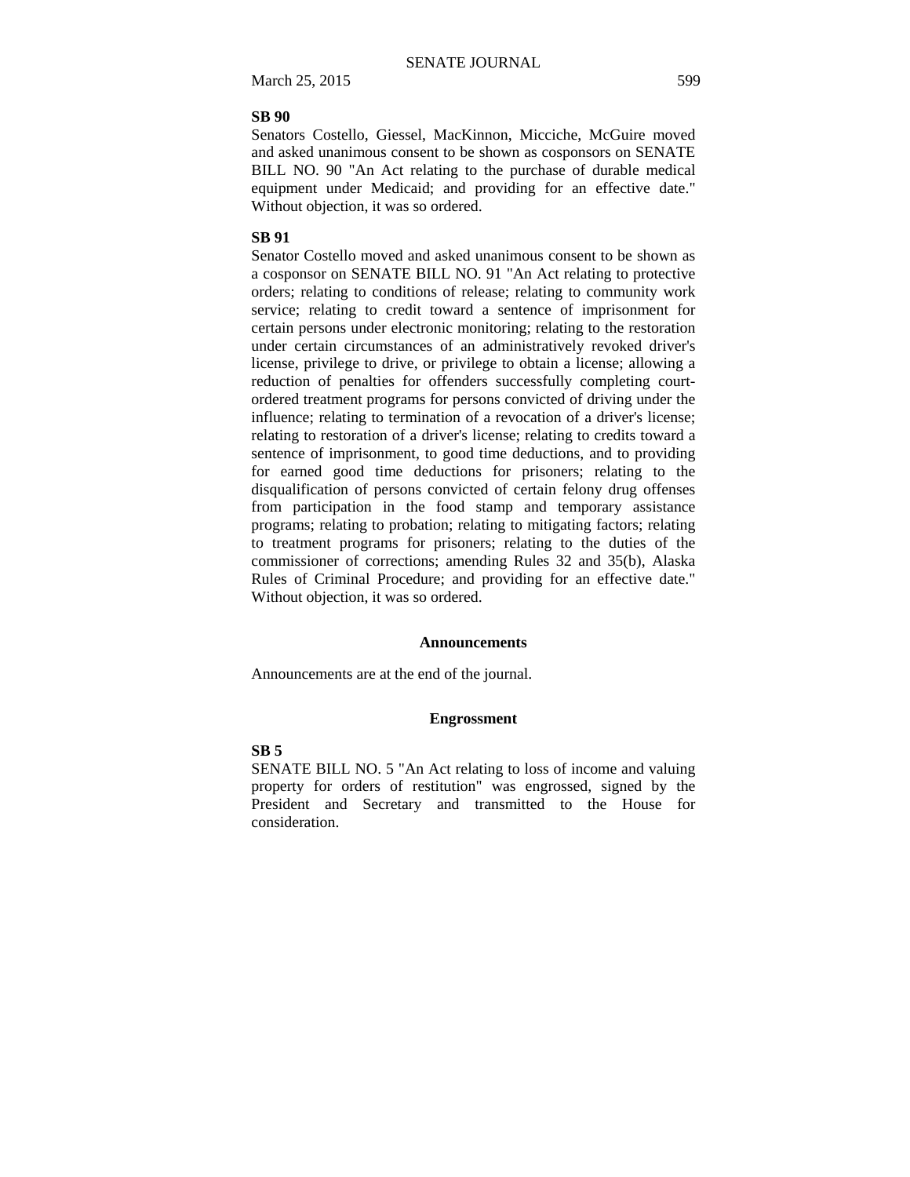**SB 90**

Senators Costello, Giessel, MacKinnon, Micciche, McGuire moved and asked unanimous consent to be shown as cosponsors on SENATE BILL NO. 90 "An Act relating to the purchase of durable medical equipment under Medicaid; and providing for an effective date." Without objection, it was so ordered.

**SB 91**

Senator Costello moved and asked unanimous consent to be shown as a cosponsor on SENATE BILL NO. 91 "An Act relating to protective orders; relating to conditions of release; relating to community work service; relating to credit toward a sentence of imprisonment for certain persons under electronic monitoring; relating to the restoration under certain circumstances of an administratively revoked driver's license, privilege to drive, or privilege to obtain a license; allowing a reduction of penalties for offenders successfully completing court-ordered treatment programs for persons convicted of driving under the influence; relating to termination of a revocation of a driver's license; relating to restoration of a driver's license; relating to credits toward a sentence of imprisonment, to good time deductions, and to providing for earned good time deductions for prisoners; relating to the disqualification of persons convicted of certain felony drug offenses from participation in the food stamp and temporary assistance programs; relating to probation; relating to mitigating factors; relating to treatment programs for prisoners; relating to the duties of the commissioner of corrections; amending Rules 32 and 35(b), Alaska Rules of Criminal Procedure; and providing for an effective date." Without objection, it was so ordered.

## Announcements

Announcements are at the end of the journal.

## Engrossment

**SB 5**

SENATE BILL NO. 5 "An Act relating to loss of income and valuing property for orders of restitution" was engrossed, signed by the President and Secretary and transmitted to the House for consideration.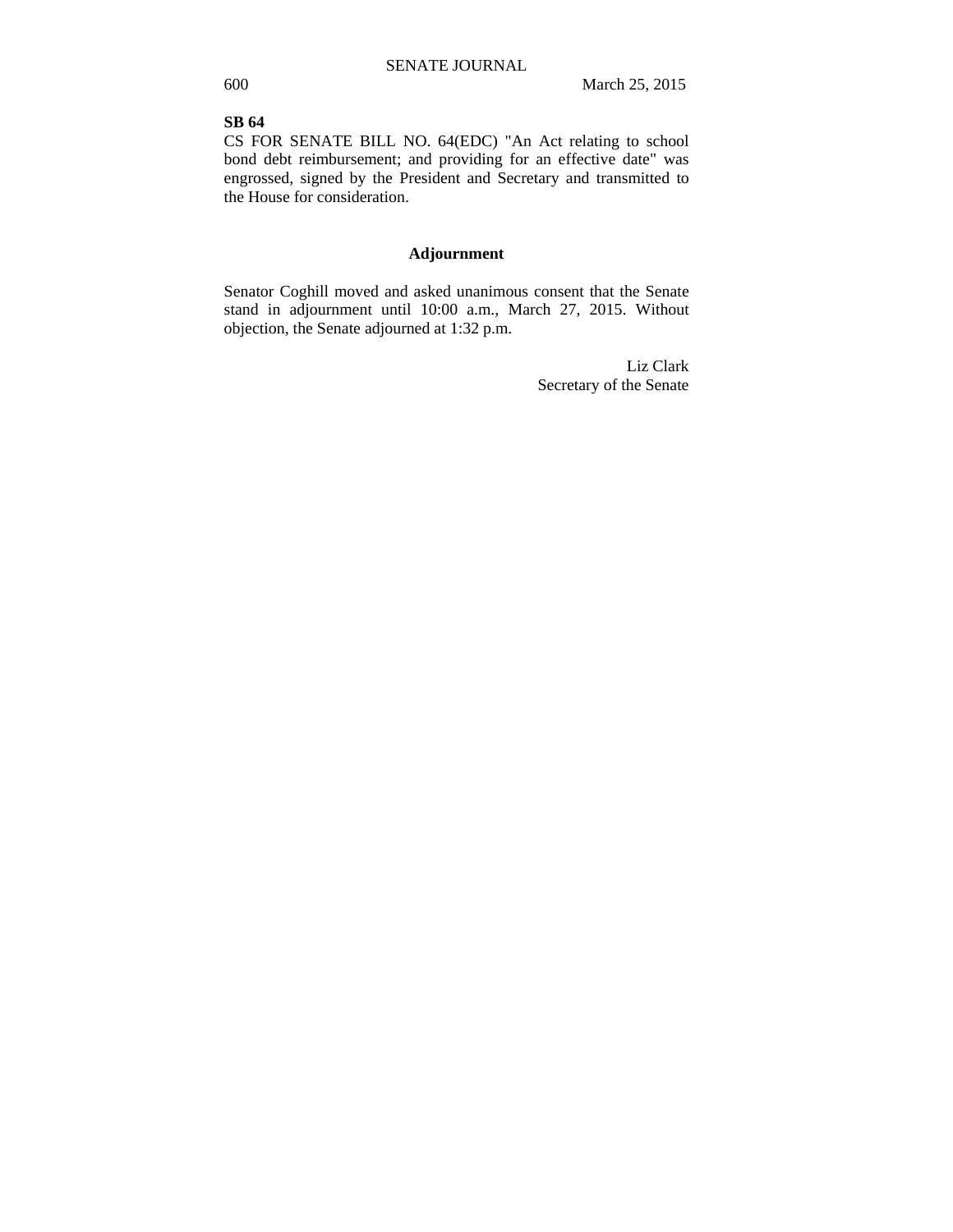**SB 64**

CS FOR SENATE BILL NO. 64(EDC) "An Act relating to school bond debt reimbursement; and providing for an effective date" was engrossed, signed by the President and Secretary and transmitted to the House for consideration.

## Adjournment

Senator Coghill moved and asked unanimous consent that the Senate stand in adjournment until 10:00 a.m., March 27, 2015. Without objection, the Senate adjourned at 1:32 p.m.

Liz Clark
Secretary of the Senate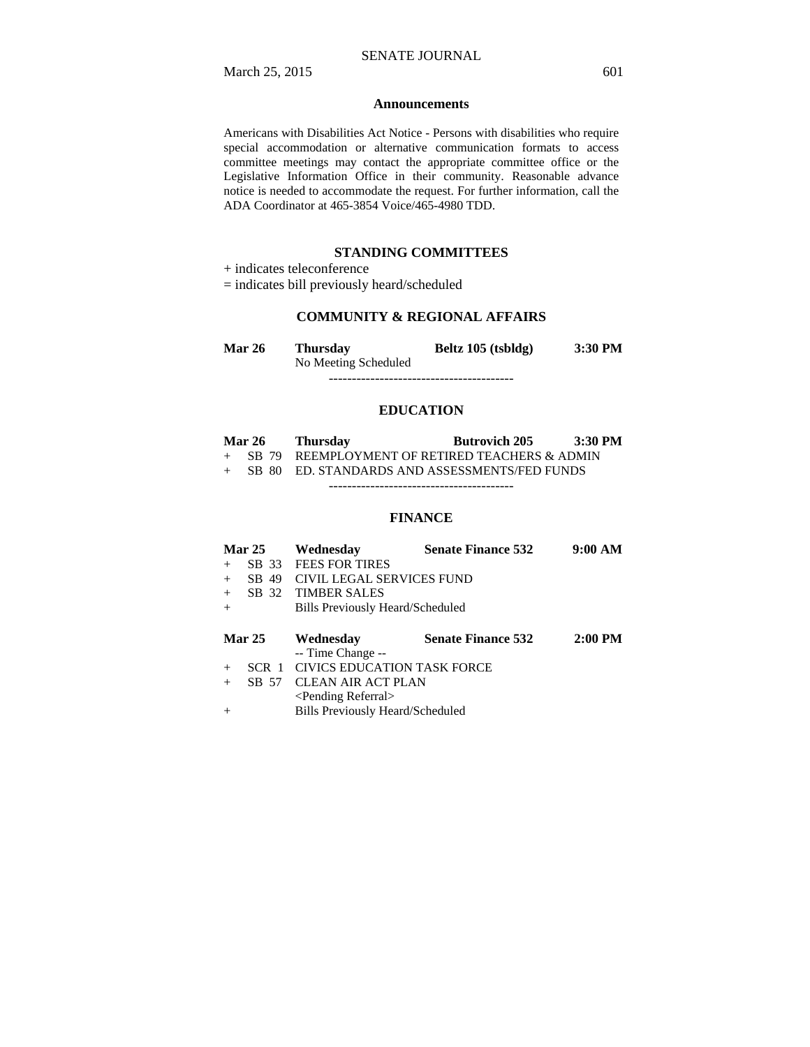## Announcements

Americans with Disabilities Act Notice - Persons with disabilities who require special accommodation or alternative communication formats to access committee meetings may contact the appropriate committee office or the Legislative Information Office in their community. Reasonable advance notice is needed to accommodate the request. For further information, call the ADA Coordinator at 465-3854 Voice/465-4980 TDD.

## STANDING COMMITTEES

+ indicates teleconference
= indicates bill previously heard/scheduled

### COMMUNITY & REGIONAL AFFAIRS

**Mar 26** **Thursday** **Beltz 105 (tsbldg)** **3:30 PM**
No Meeting Scheduled

----------------------------------------

### EDUCATION

**Mar 26** **Thursday** **Butrovich 205** **3:30 PM**

+ SB 79 REEMPLOYMENT OF RETIRED TEACHERS & ADMIN
+ SB 80 ED. STANDARDS AND ASSESSMENTS/FED FUNDS

----------------------------------------

### FINANCE

**Mar 25** **Wednesday** **Senate Finance 532** **9:00 AM**

+ SB 33 FEES FOR TIRES
+ SB 49 CIVIL LEGAL SERVICES FUND
+ SB 32 TIMBER SALES
+ Bills Previously Heard/Scheduled

**Mar 25** **Wednesday** **Senate Finance 532** **2:00 PM**
-- Time Change --

+ SCR 1 CIVICS EDUCATION TASK FORCE
+ SB 57 CLEAN AIR ACT PLAN
  <Pending Referral>
+ Bills Previously Heard/Scheduled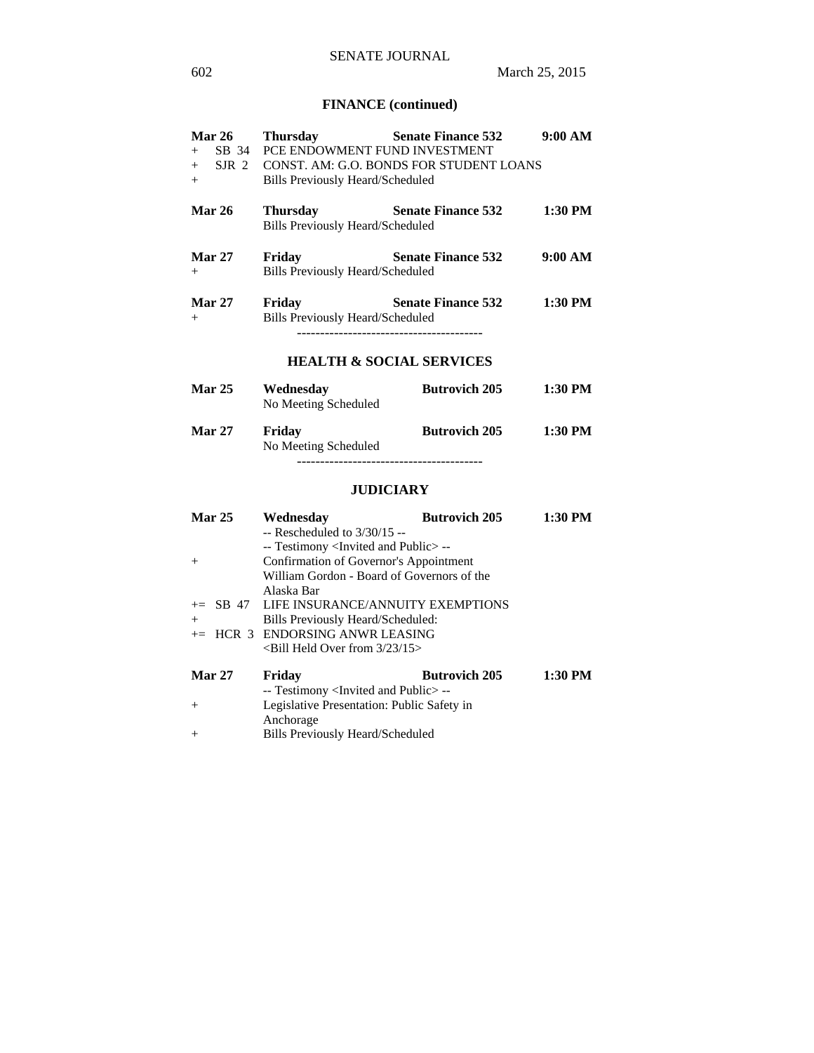## FINANCE (continued)

| | | | |
|---|---|---|---|
| **Mar 26** | **Thursday** | **Senate Finance 532** | **9:00 AM** |
| + SB 34 | PCE ENDOWMENT FUND INVESTMENT | | |
| + SJR 2 | CONST. AM: G.O. BONDS FOR STUDENT LOANS | | |
| + | Bills Previously Heard/Scheduled | | |
| **Mar 26** | **Thursday** | **Senate Finance 532** | **1:30 PM** |
| | Bills Previously Heard/Scheduled | | |
| **Mar 27** | **Friday** | **Senate Finance 532** | **9:00 AM** |
| + | Bills Previously Heard/Scheduled | | |
| **Mar 27** | **Friday** | **Senate Finance 532** | **1:30 PM** |
| + | Bills Previously Heard/Scheduled | | |

----------------------------------------

## HEALTH & SOCIAL SERVICES

| | | | |
|---|---|---|---|
| **Mar 25** | **Wednesday** | **Butrovich 205** | **1:30 PM** |
| | No Meeting Scheduled | | |
| **Mar 27** | **Friday** | **Butrovich 205** | **1:30 PM** |
| | No Meeting Scheduled | | |

----------------------------------------

## JUDICIARY

| | | | |
|---|---|---|---|
| **Mar 25** | **Wednesday** | **Butrovich 205** | **1:30 PM** |
| | -- Rescheduled to 3/30/15 -- | | |
| | -- Testimony <Invited and Public> -- | | |
| + | Confirmation of Governor's Appointment | | |
| | William Gordon - Board of Governors of the Alaska Bar | | |
| += SB 47 | LIFE INSURANCE/ANNUITY EXEMPTIONS | | |
| + | Bills Previously Heard/Scheduled: | | |
| += HCR 3 | ENDORSING ANWR LEASING | | |
| | <Bill Held Over from 3/23/15> | | |
| **Mar 27** | **Friday** | **Butrovich 205** | **1:30 PM** |
| | -- Testimony <Invited and Public> -- | | |
| + | Legislative Presentation: Public Safety in Anchorage | | |
| + | Bills Previously Heard/Scheduled | | |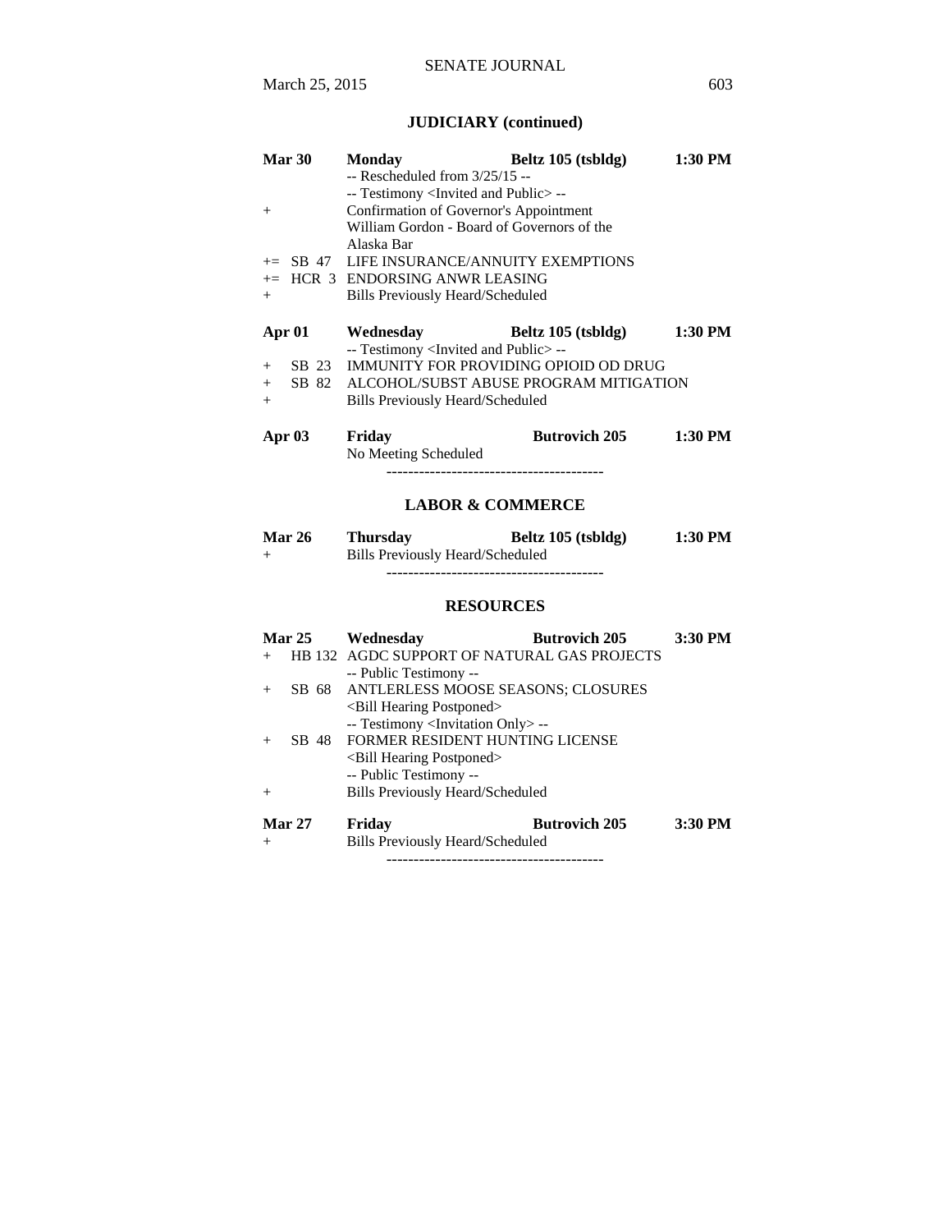## JUDICIARY (continued)

| | | | | |
|---|---|---|---|---|
| **Mar 30** | | **Monday** | **Beltz 105 (tsbldg)** | **1:30 PM** |
| | | -- Rescheduled from 3/25/15 -- | | |
| | | -- Testimony <Invited and Public> -- | | |
| + | | Confirmation of Governor's Appointment | | |
| | | William Gordon - Board of Governors of the Alaska Bar | | |
| += | SB 47 | LIFE INSURANCE/ANNUITY EXEMPTIONS | | |
| += | HCR 3 | ENDORSING ANWR LEASING | | |
| + | | Bills Previously Heard/Scheduled | | |
| **Apr 01** | | **Wednesday** | **Beltz 105 (tsbldg)** | **1:30 PM** |
| | | -- Testimony <Invited and Public> -- | | |
| + | SB 23 | IMMUNITY FOR PROVIDING OPIOID OD DRUG | | |
| + | SB 82 | ALCOHOL/SUBST ABUSE PROGRAM MITIGATION | | |
| + | | Bills Previously Heard/Scheduled | | |
| **Apr 03** | | **Friday** | **Butrovich 205** | **1:30 PM** |
| | | No Meeting Scheduled | | |

----------------------------------------

## LABOR & COMMERCE

| | | | | |
|---|---|---|---|---|
| **Mar 26** | | **Thursday** | **Beltz 105 (tsbldg)** | **1:30 PM** |
| + | | Bills Previously Heard/Scheduled | | |

----------------------------------------

## RESOURCES

| | | | | |
|---|---|---|---|---|
| **Mar 25** | | **Wednesday** | **Butrovich 205** | **3:30 PM** |
| + | HB 132 | AGDC SUPPORT OF NATURAL GAS PROJECTS | | |
| | | -- Public Testimony -- | | |
| + | SB 68 | ANTLERLESS MOOSE SEASONS; CLOSURES | | |
| | | <Bill Hearing Postponed> | | |
| | | -- Testimony <Invitation Only> -- | | |
| + | SB 48 | FORMER RESIDENT HUNTING LICENSE | | |
| | | <Bill Hearing Postponed> | | |
| | | -- Public Testimony -- | | |
| + | | Bills Previously Heard/Scheduled | | |
| **Mar 27** | | **Friday** | **Butrovich 205** | **3:30 PM** |
| + | | Bills Previously Heard/Scheduled | | |

----------------------------------------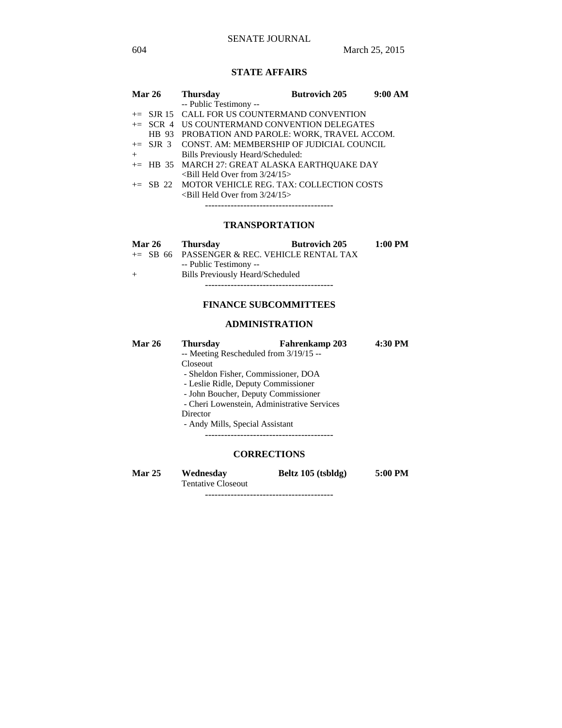## STATE AFFAIRS

**Mar 26** **Thursday** **Butrovich 205** **9:00 AM**

-- Public Testimony --

+= SJR 15 CALL FOR US COUNTERMAND CONVENTION
+= SCR 4 US COUNTERMAND CONVENTION DELEGATES
HB 93 PROBATION AND PAROLE: WORK, TRAVEL ACCOM.
+= SJR 3 CONST. AM: MEMBERSHIP OF JUDICIAL COUNCIL
+ Bills Previously Heard/Scheduled:
+= HB 35 MARCH 27: GREAT ALASKA EARTHQUAKE DAY
<Bill Held Over from 3/24/15>
+= SB 22 MOTOR VEHICLE REG. TAX: COLLECTION COSTS
<Bill Held Over from 3/24/15>

----------------------------------------

## TRANSPORTATION

**Mar 26** **Thursday** **Butrovich 205** **1:00 PM**

+= SB 66 PASSENGER & REC. VEHICLE RENTAL TAX
-- Public Testimony --
+ Bills Previously Heard/Scheduled

----------------------------------------

## FINANCE SUBCOMMITTEES

### ADMINISTRATION

**Mar 26** **Thursday** **Fahrenkamp 203** **4:30 PM**

-- Meeting Rescheduled from 3/19/15 --
Closeout
- Sheldon Fisher, Commissioner, DOA
- Leslie Ridle, Deputy Commissioner
- John Boucher, Deputy Commissioner
- Cheri Lowenstein, Administrative Services Director
- Andy Mills, Special Assistant

----------------------------------------

### CORRECTIONS

**Mar 25** **Wednesday** **Beltz 105 (tsbldg)** **5:00 PM**

Tentative Closeout

----------------------------------------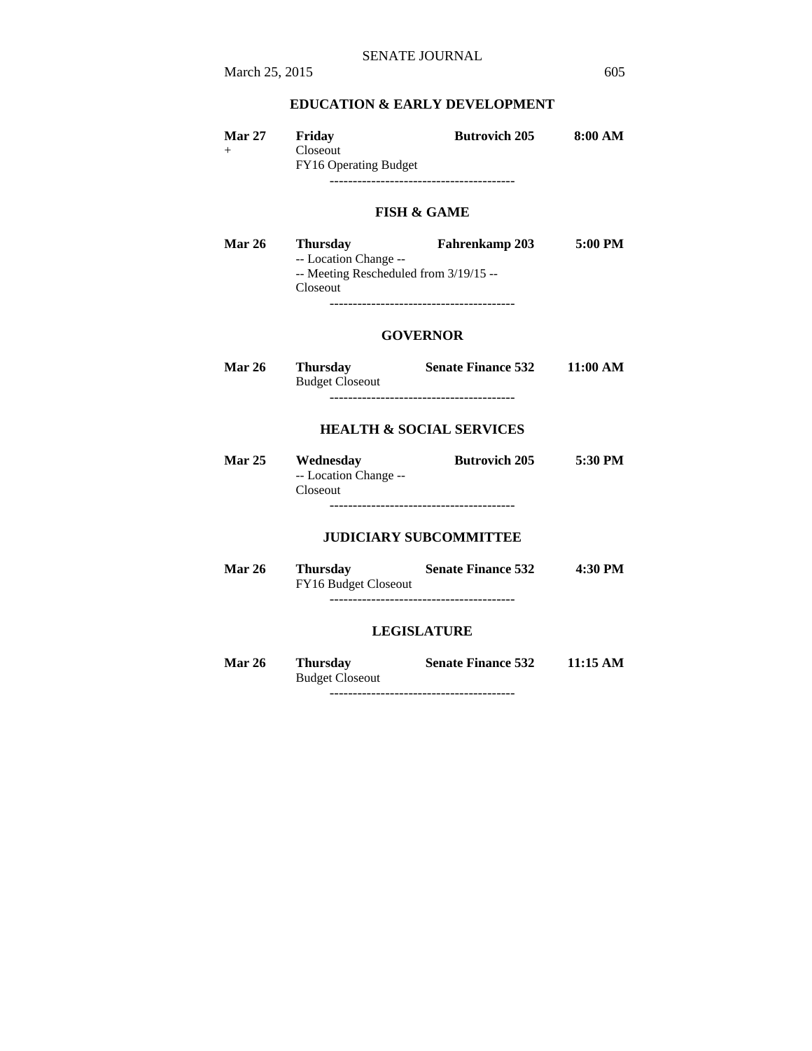### EDUCATION & EARLY DEVELOPMENT

| | | | |
|---|---|---|---|
| **Mar 27** | **Friday** | **Butrovich 205** | **8:00 AM** |
| + | Closeout | | |
| | FY16 Operating Budget | | |

----------------------------------------

### FISH & GAME

| | | | |
|---|---|---|---|
| **Mar 26** | **Thursday** | **Fahrenkamp 203** | **5:00 PM** |
| | -- Location Change -- | | |
| | -- Meeting Rescheduled from 3/19/15 -- | | |
| | Closeout | | |

----------------------------------------

### GOVERNOR

| | | | |
|---|---|---|---|
| **Mar 26** | **Thursday** | **Senate Finance 532** | **11:00 AM** |
| | Budget Closeout | | |

----------------------------------------

### HEALTH & SOCIAL SERVICES

| | | | |
|---|---|---|---|
| **Mar 25** | **Wednesday** | **Butrovich 205** | **5:30 PM** |
| | -- Location Change -- | | |
| | Closeout | | |

----------------------------------------

### JUDICIARY SUBCOMMITTEE

| | | | |
|---|---|---|---|
| **Mar 26** | **Thursday** | **Senate Finance 532** | **4:30 PM** |
| | FY16 Budget Closeout | | |

----------------------------------------

### LEGISLATURE

| | | | |
|---|---|---|---|
| **Mar 26** | **Thursday** | **Senate Finance 532** | **11:15 AM** |
| | Budget Closeout | | |

----------------------------------------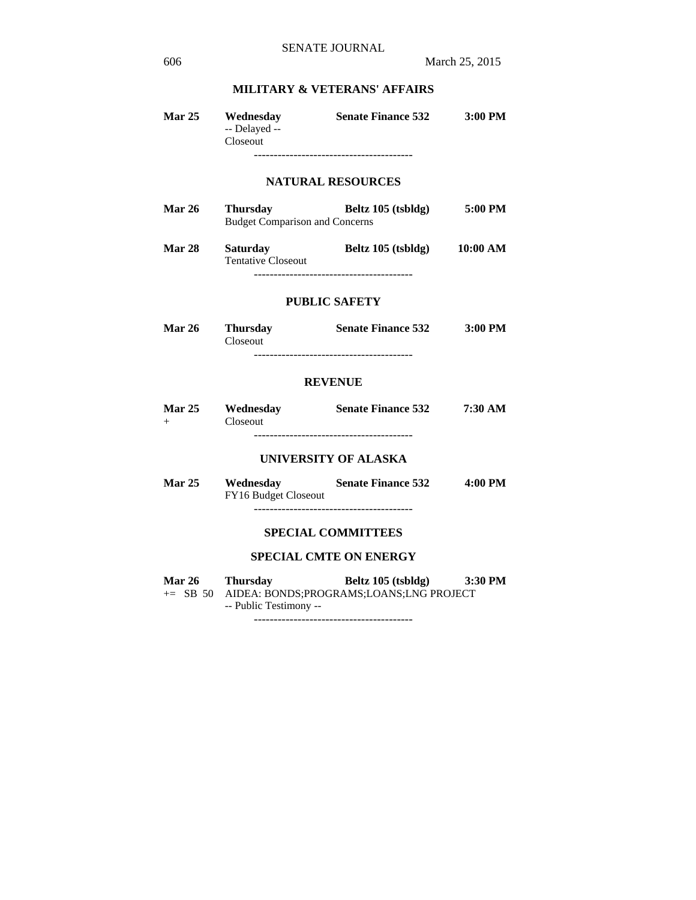**MILITARY & VETERANS' AFFAIRS**

| | | | |
|---|---|---|---|
| **Mar 25** | **Wednesday** | **Senate Finance 532** | **3:00 PM** |
| | -- Delayed -- | | |
| | Closeout | | |

----------------------------------------

**NATURAL RESOURCES**

| | | | |
|---|---|---|---|
| **Mar 26** | **Thursday** | **Beltz 105 (tsbldg)** | **5:00 PM** |
| | Budget Comparison and Concerns | | |
| **Mar 28** | **Saturday** | **Beltz 105 (tsbldg)** | **10:00 AM** |
| | Tentative Closeout | | |

----------------------------------------

**PUBLIC SAFETY**

| | | | |
|---|---|---|---|
| **Mar 26** | **Thursday** | **Senate Finance 532** | **3:00 PM** |
| | Closeout | | |

----------------------------------------

**REVENUE**

| | | | |
|---|---|---|---|
| **Mar 25** | **Wednesday** | **Senate Finance 532** | **7:30 AM** |
| + | Closeout | | |

----------------------------------------

**UNIVERSITY OF ALASKA**

| | | | |
|---|---|---|---|
| **Mar 25** | **Wednesday** | **Senate Finance 532** | **4:00 PM** |
| | FY16 Budget Closeout | | |

----------------------------------------

**SPECIAL COMMITTEES**

**SPECIAL CMTE ON ENERGY**

| | | | |
|---|---|---|---|
| **Mar 26** | **Thursday** | **Beltz 105 (tsbldg)** | **3:30 PM** |
| += SB 50 | AIDEA: BONDS;PROGRAMS;LOANS;LNG PROJECT | | |
| | -- Public Testimony -- | | |

----------------------------------------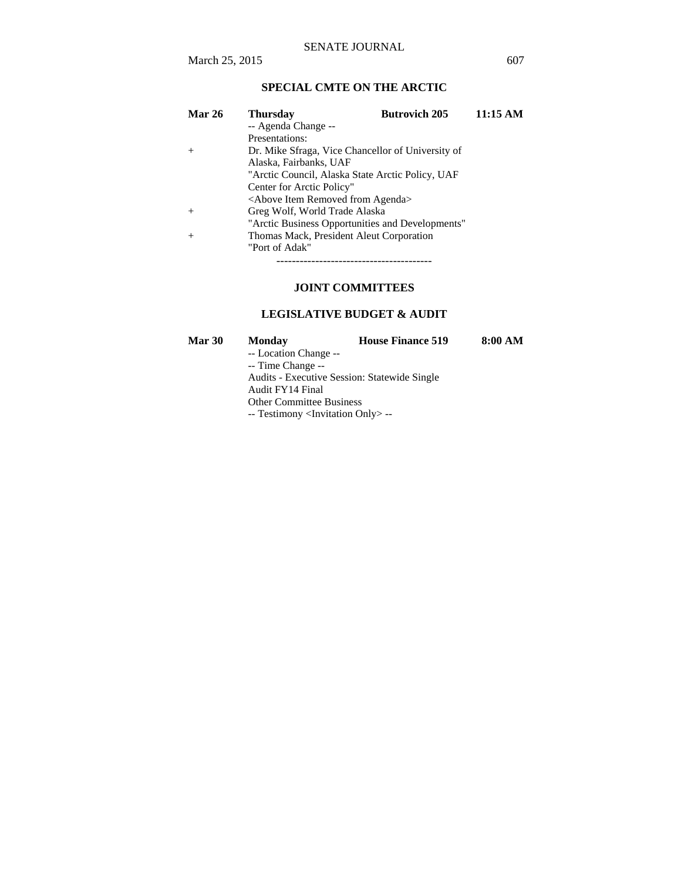## SPECIAL CMTE ON THE ARCTIC

| | | | |
|---|---|---|---|
| **Mar 26** | **Thursday** | **Butrovich 205** | **11:15 AM** |

-- Agenda Change --
Presentations:

+ Dr. Mike Sfraga, Vice Chancellor of University of Alaska, Fairbanks, UAF
  "Arctic Council, Alaska State Arctic Policy, UAF Center for Arctic Policy"
  <Above Item Removed from Agenda>
+ Greg Wolf, World Trade Alaska
  "Arctic Business Opportunities and Developments"
+ Thomas Mack, President Aleut Corporation
  "Port of Adak"

----------------------------------------

## JOINT COMMITTEES

### LEGISLATIVE BUDGET & AUDIT

| | | | |
|---|---|---|---|
| **Mar 30** | **Monday** | **House Finance 519** | **8:00 AM** |

-- Location Change --
-- Time Change --
Audits - Executive Session: Statewide Single Audit FY14 Final
Other Committee Business
-- Testimony <Invitation Only> --